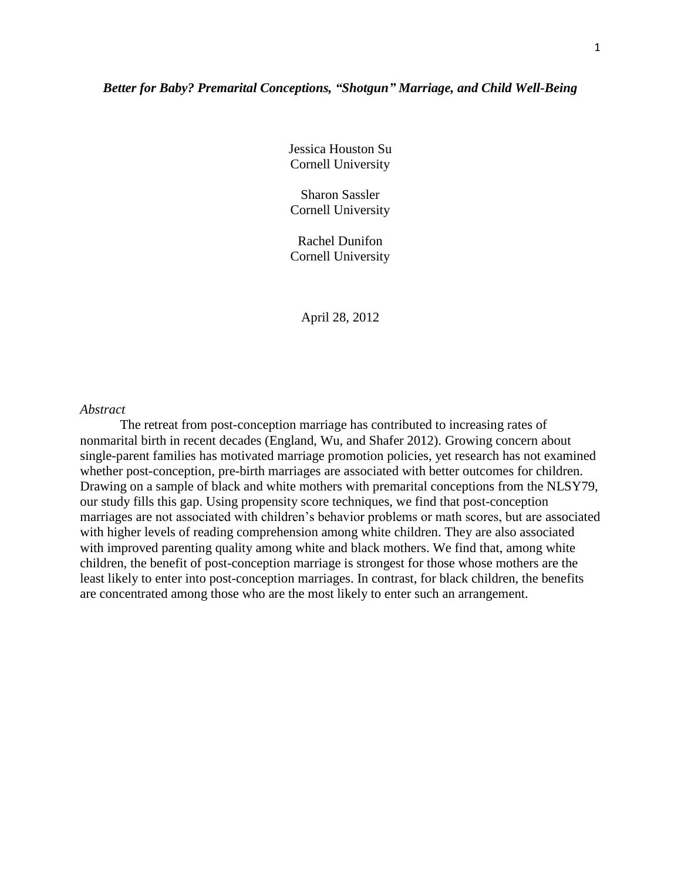# *Better for Baby? Premarital Conceptions, "Shotgun" Marriage, and Child Well-Being*

Jessica Houston Su
Cornell University

Sharon Sassler
Cornell University

Rachel Dunifon
Cornell University

April 28, 2012

*Abstract*

The retreat from post-conception marriage has contributed to increasing rates of nonmarital birth in recent decades (England, Wu, and Shafer 2012). Growing concern about single-parent families has motivated marriage promotion policies, yet research has not examined whether post-conception, pre-birth marriages are associated with better outcomes for children. Drawing on a sample of black and white mothers with premarital conceptions from the NLSY79, our study fills this gap. Using propensity score techniques, we find that post-conception marriages are not associated with children's behavior problems or math scores, but are associated with higher levels of reading comprehension among white children. They are also associated with improved parenting quality among white and black mothers. We find that, among white children, the benefit of post-conception marriage is strongest for those whose mothers are the least likely to enter into post-conception marriages. In contrast, for black children, the benefits are concentrated among those who are the most likely to enter such an arrangement.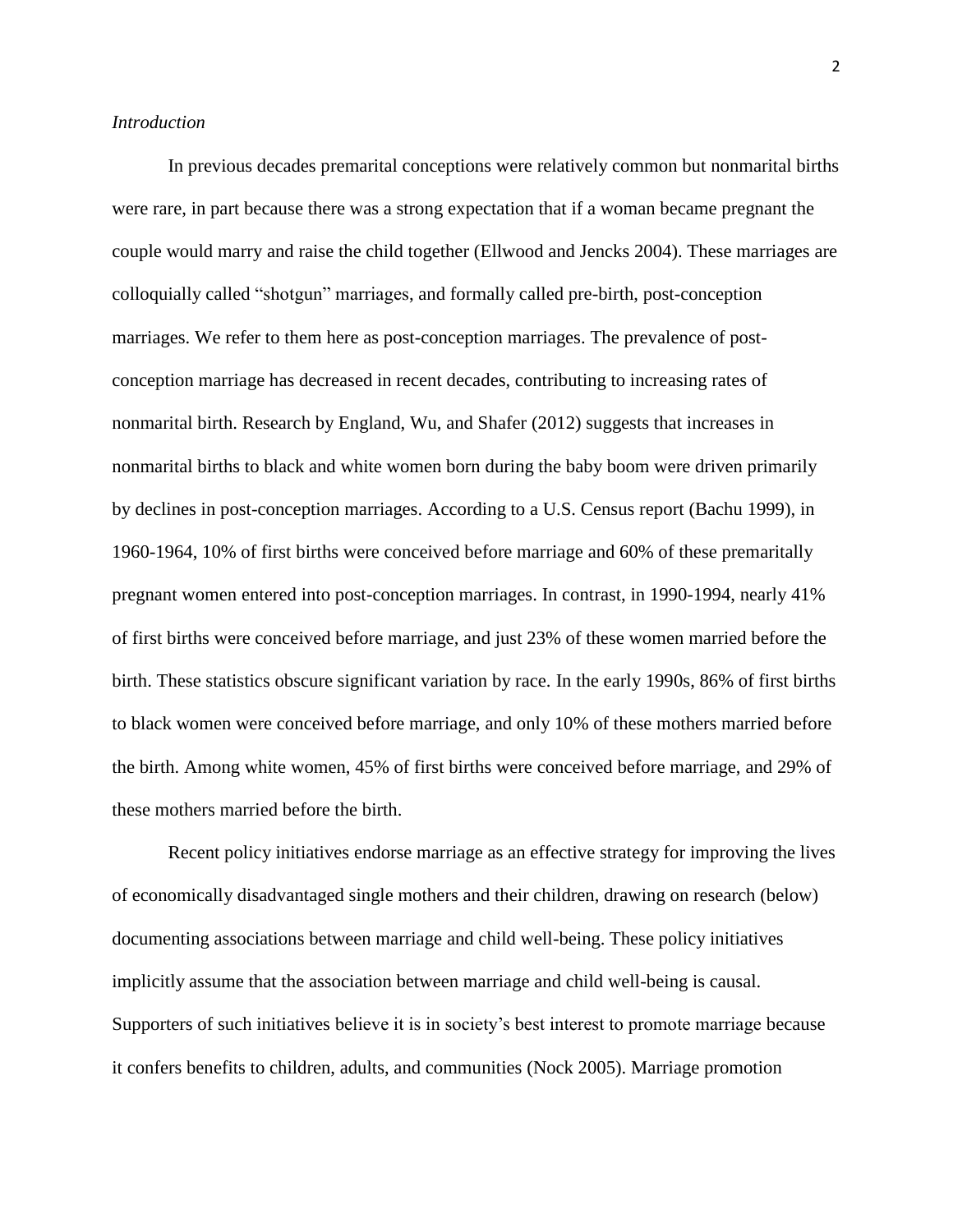*Introduction*

In previous decades premarital conceptions were relatively common but nonmarital births were rare, in part because there was a strong expectation that if a woman became pregnant the couple would marry and raise the child together (Ellwood and Jencks 2004). These marriages are colloquially called "shotgun" marriages, and formally called pre-birth, post-conception marriages. We refer to them here as post-conception marriages. The prevalence of post-conception marriage has decreased in recent decades, contributing to increasing rates of nonmarital birth. Research by England, Wu, and Shafer (2012) suggests that increases in nonmarital births to black and white women born during the baby boom were driven primarily by declines in post-conception marriages. According to a U.S. Census report (Bachu 1999), in 1960-1964, 10% of first births were conceived before marriage and 60% of these premaritally pregnant women entered into post-conception marriages. In contrast, in 1990-1994, nearly 41% of first births were conceived before marriage, and just 23% of these women married before the birth. These statistics obscure significant variation by race. In the early 1990s, 86% of first births to black women were conceived before marriage, and only 10% of these mothers married before the birth. Among white women, 45% of first births were conceived before marriage, and 29% of these mothers married before the birth.

Recent policy initiatives endorse marriage as an effective strategy for improving the lives of economically disadvantaged single mothers and their children, drawing on research (below) documenting associations between marriage and child well-being. These policy initiatives implicitly assume that the association between marriage and child well-being is causal. Supporters of such initiatives believe it is in society's best interest to promote marriage because it confers benefits to children, adults, and communities (Nock 2005). Marriage promotion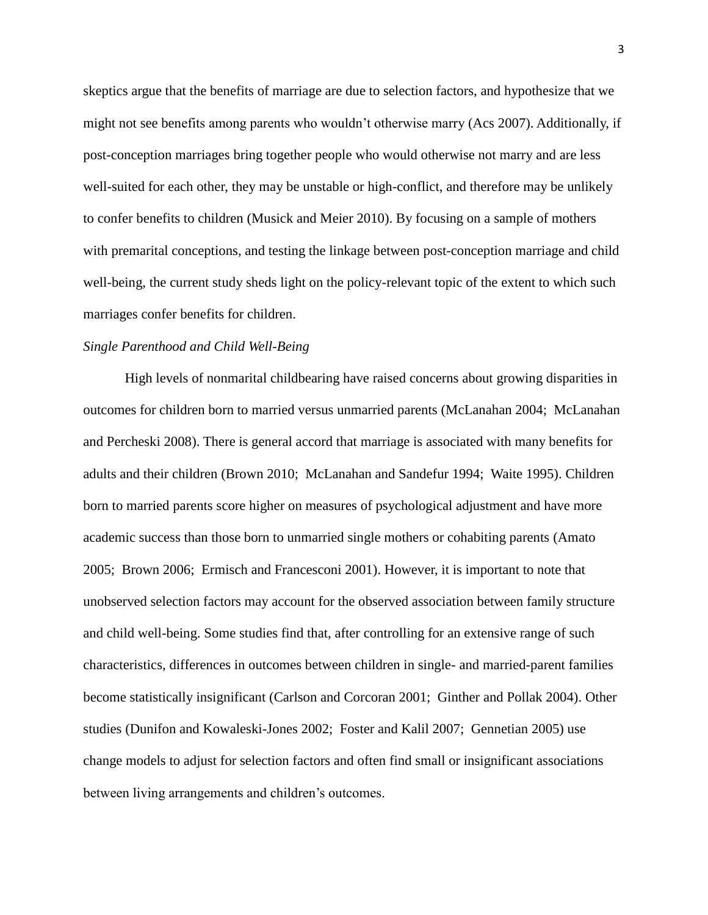skeptics argue that the benefits of marriage are due to selection factors, and hypothesize that we might not see benefits among parents who wouldn't otherwise marry (Acs 2007). Additionally, if post-conception marriages bring together people who would otherwise not marry and are less well-suited for each other, they may be unstable or high-conflict, and therefore may be unlikely to confer benefits to children (Musick and Meier 2010). By focusing on a sample of mothers with premarital conceptions, and testing the linkage between post-conception marriage and child well-being, the current study sheds light on the policy-relevant topic of the extent to which such marriages confer benefits for children.

*Single Parenthood and Child Well-Being*

High levels of nonmarital childbearing have raised concerns about growing disparities in outcomes for children born to married versus unmarried parents (McLanahan 2004; McLanahan and Percheski 2008). There is general accord that marriage is associated with many benefits for adults and their children (Brown 2010; McLanahan and Sandefur 1994; Waite 1995). Children born to married parents score higher on measures of psychological adjustment and have more academic success than those born to unmarried single mothers or cohabiting parents (Amato 2005; Brown 2006; Ermisch and Francesconi 2001). However, it is important to note that unobserved selection factors may account for the observed association between family structure and child well-being. Some studies find that, after controlling for an extensive range of such characteristics, differences in outcomes between children in single- and married-parent families become statistically insignificant (Carlson and Corcoran 2001; Ginther and Pollak 2004). Other studies (Dunifon and Kowaleski-Jones 2002; Foster and Kalil 2007; Gennetian 2005) use change models to adjust for selection factors and often find small or insignificant associations between living arrangements and children's outcomes.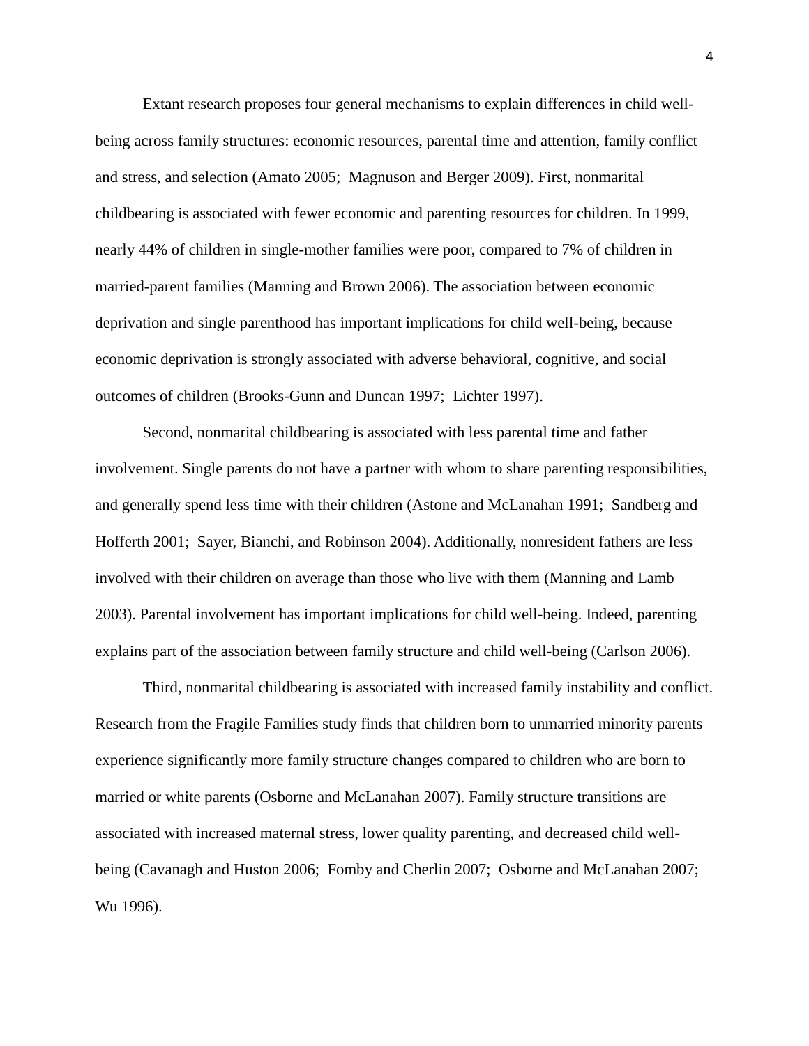Extant research proposes four general mechanisms to explain differences in child well-being across family structures: economic resources, parental time and attention, family conflict and stress, and selection (Amato 2005; Magnuson and Berger 2009). First, nonmarital childbearing is associated with fewer economic and parenting resources for children. In 1999, nearly 44% of children in single-mother families were poor, compared to 7% of children in married-parent families (Manning and Brown 2006). The association between economic deprivation and single parenthood has important implications for child well-being, because economic deprivation is strongly associated with adverse behavioral, cognitive, and social outcomes of children (Brooks-Gunn and Duncan 1997; Lichter 1997).

Second, nonmarital childbearing is associated with less parental time and father involvement. Single parents do not have a partner with whom to share parenting responsibilities, and generally spend less time with their children (Astone and McLanahan 1991; Sandberg and Hofferth 2001; Sayer, Bianchi, and Robinson 2004). Additionally, nonresident fathers are less involved with their children on average than those who live with them (Manning and Lamb 2003). Parental involvement has important implications for child well-being. Indeed, parenting explains part of the association between family structure and child well-being (Carlson 2006).

Third, nonmarital childbearing is associated with increased family instability and conflict. Research from the Fragile Families study finds that children born to unmarried minority parents experience significantly more family structure changes compared to children who are born to married or white parents (Osborne and McLanahan 2007). Family structure transitions are associated with increased maternal stress, lower quality parenting, and decreased child well-being (Cavanagh and Huston 2006; Fomby and Cherlin 2007; Osborne and McLanahan 2007; Wu 1996).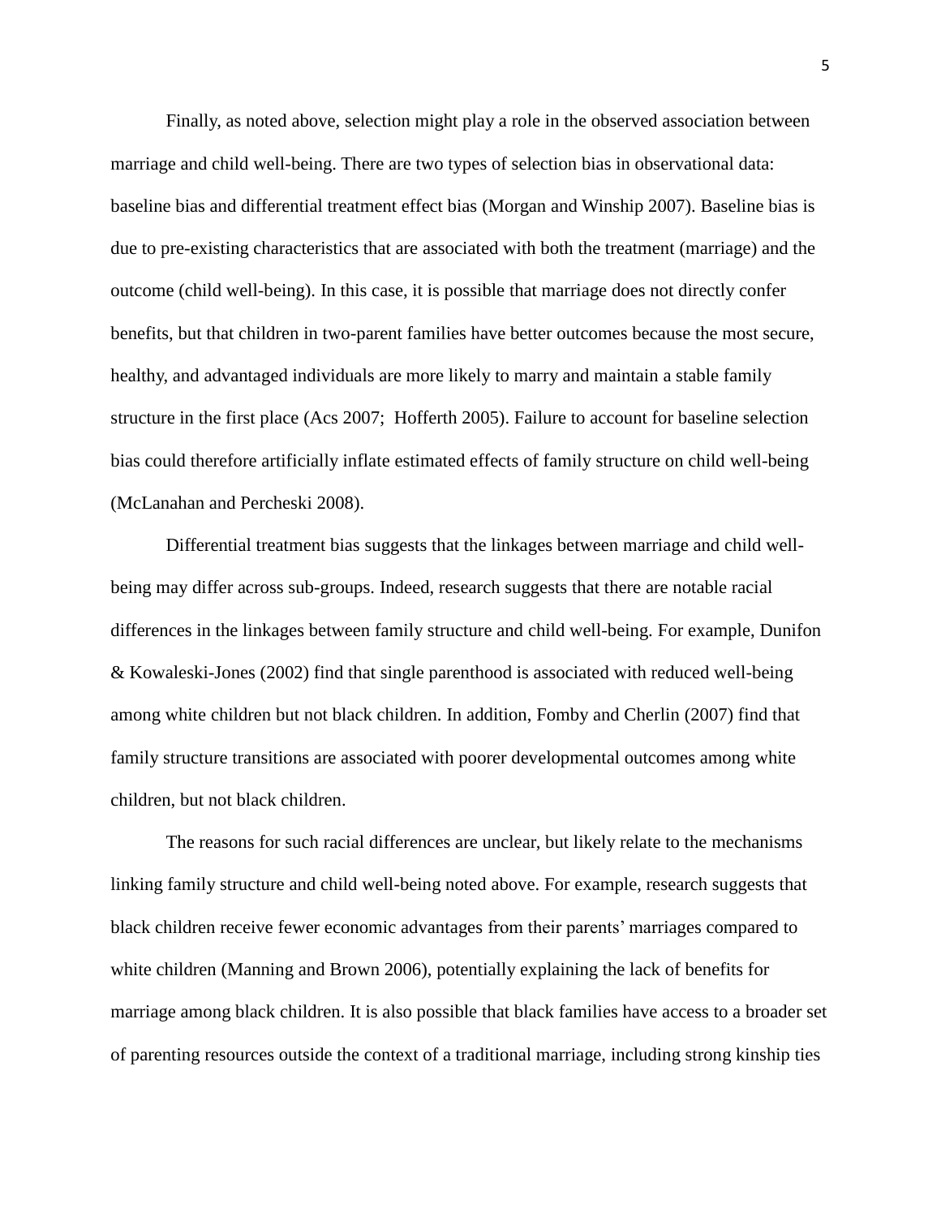Finally, as noted above, selection might play a role in the observed association between marriage and child well-being. There are two types of selection bias in observational data: baseline bias and differential treatment effect bias (Morgan and Winship 2007). Baseline bias is due to pre-existing characteristics that are associated with both the treatment (marriage) and the outcome (child well-being). In this case, it is possible that marriage does not directly confer benefits, but that children in two-parent families have better outcomes because the most secure, healthy, and advantaged individuals are more likely to marry and maintain a stable family structure in the first place (Acs 2007;  Hofferth 2005). Failure to account for baseline selection bias could therefore artificially inflate estimated effects of family structure on child well-being (McLanahan and Percheski 2008).

Differential treatment bias suggests that the linkages between marriage and child well-being may differ across sub-groups. Indeed, research suggests that there are notable racial differences in the linkages between family structure and child well-being. For example, Dunifon & Kowaleski-Jones (2002) find that single parenthood is associated with reduced well-being among white children but not black children. In addition, Fomby and Cherlin (2007) find that family structure transitions are associated with poorer developmental outcomes among white children, but not black children.

The reasons for such racial differences are unclear, but likely relate to the mechanisms linking family structure and child well-being noted above. For example, research suggests that black children receive fewer economic advantages from their parents' marriages compared to white children (Manning and Brown 2006), potentially explaining the lack of benefits for marriage among black children. It is also possible that black families have access to a broader set of parenting resources outside the context of a traditional marriage, including strong kinship ties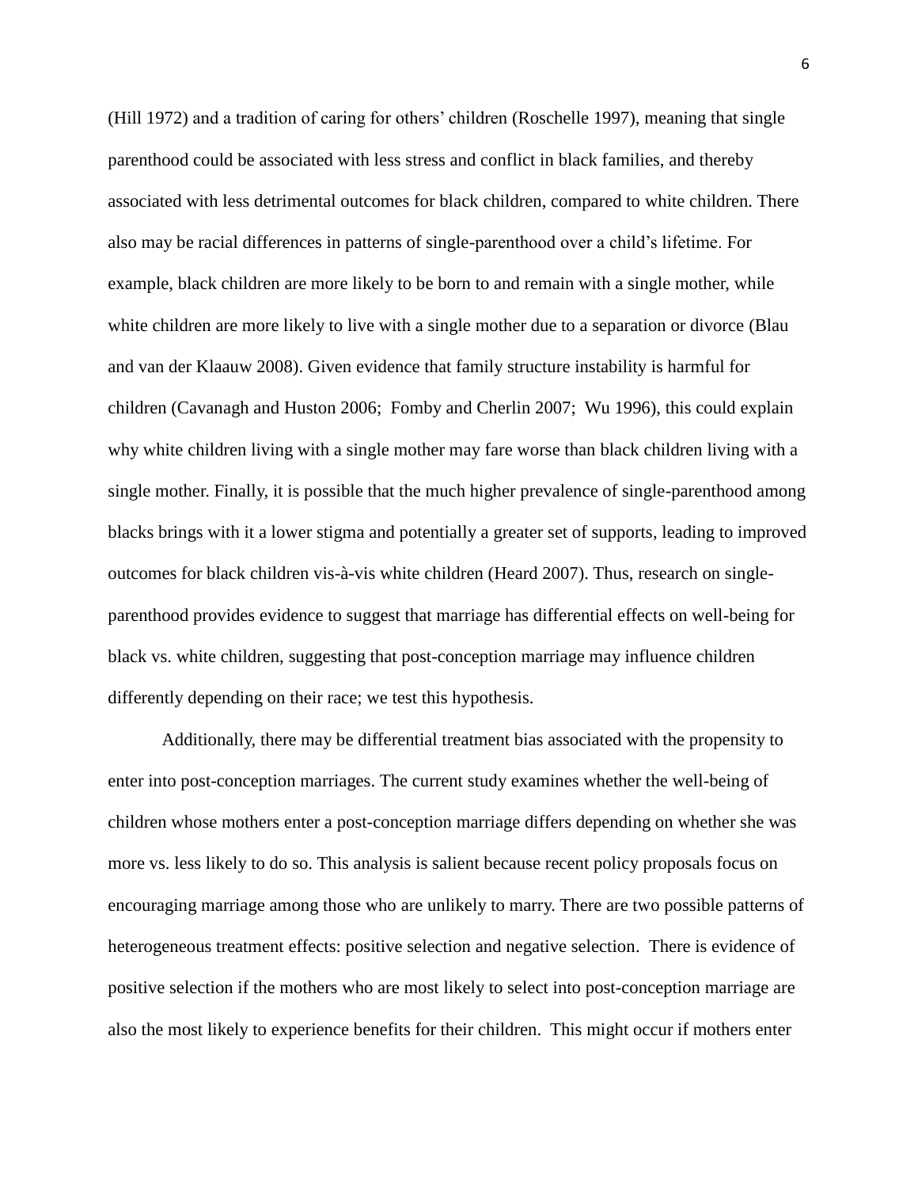(Hill 1972) and a tradition of caring for others' children (Roschelle 1997), meaning that single parenthood could be associated with less stress and conflict in black families, and thereby associated with less detrimental outcomes for black children, compared to white children. There also may be racial differences in patterns of single-parenthood over a child's lifetime. For example, black children are more likely to be born to and remain with a single mother, while white children are more likely to live with a single mother due to a separation or divorce (Blau and van der Klaauw 2008). Given evidence that family structure instability is harmful for children (Cavanagh and Huston 2006; Fomby and Cherlin 2007; Wu 1996), this could explain why white children living with a single mother may fare worse than black children living with a single mother. Finally, it is possible that the much higher prevalence of single-parenthood among blacks brings with it a lower stigma and potentially a greater set of supports, leading to improved outcomes for black children vis-à-vis white children (Heard 2007). Thus, research on single-parenthood provides evidence to suggest that marriage has differential effects on well-being for black vs. white children, suggesting that post-conception marriage may influence children differently depending on their race; we test this hypothesis.

Additionally, there may be differential treatment bias associated with the propensity to enter into post-conception marriages. The current study examines whether the well-being of children whose mothers enter a post-conception marriage differs depending on whether she was more vs. less likely to do so. This analysis is salient because recent policy proposals focus on encouraging marriage among those who are unlikely to marry. There are two possible patterns of heterogeneous treatment effects: positive selection and negative selection. There is evidence of positive selection if the mothers who are most likely to select into post-conception marriage are also the most likely to experience benefits for their children. This might occur if mothers enter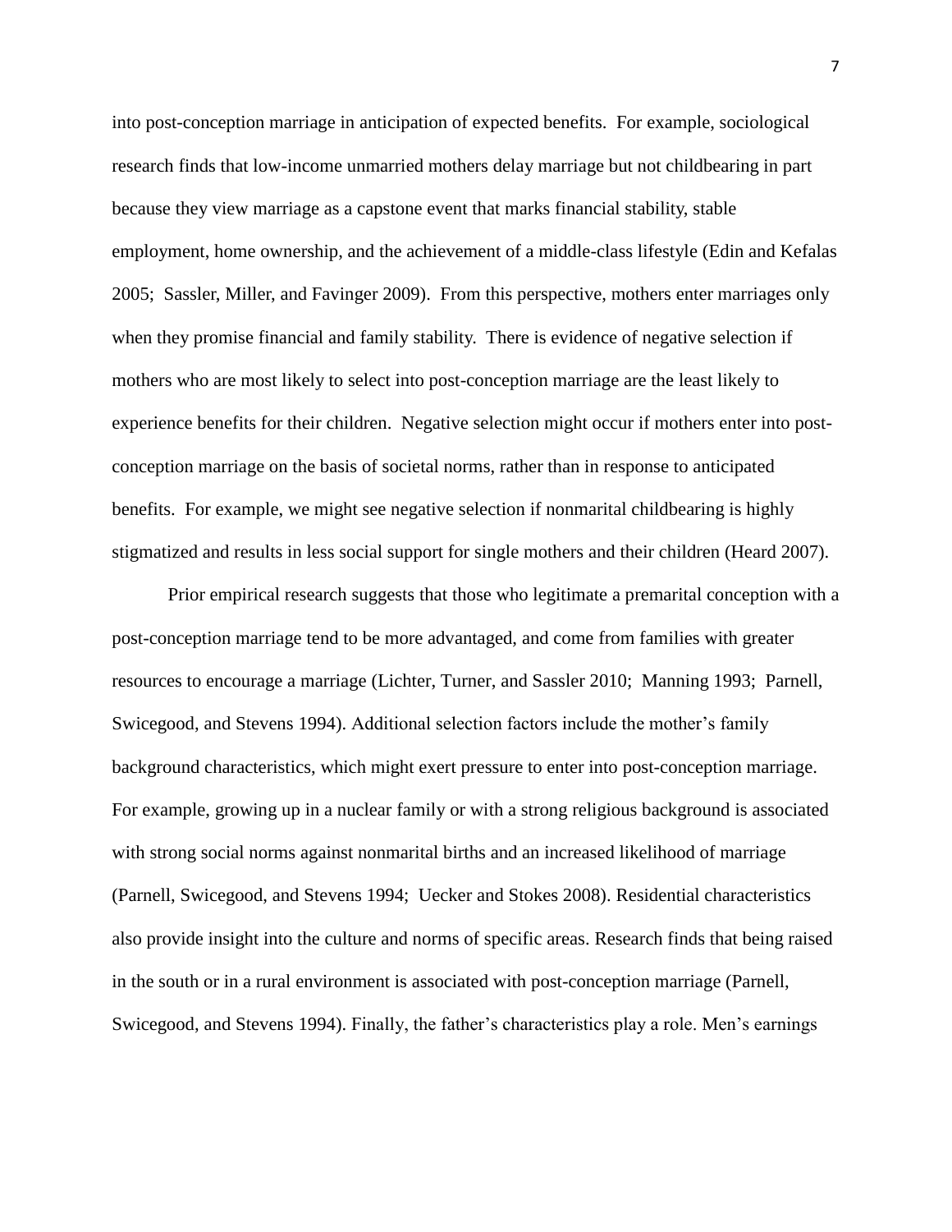into post-conception marriage in anticipation of expected benefits. For example, sociological research finds that low-income unmarried mothers delay marriage but not childbearing in part because they view marriage as a capstone event that marks financial stability, stable employment, home ownership, and the achievement of a middle-class lifestyle (Edin and Kefalas 2005; Sassler, Miller, and Favinger 2009). From this perspective, mothers enter marriages only when they promise financial and family stability. There is evidence of negative selection if mothers who are most likely to select into post-conception marriage are the least likely to experience benefits for their children. Negative selection might occur if mothers enter into post-conception marriage on the basis of societal norms, rather than in response to anticipated benefits. For example, we might see negative selection if nonmarital childbearing is highly stigmatized and results in less social support for single mothers and their children (Heard 2007).

Prior empirical research suggests that those who legitimate a premarital conception with a post-conception marriage tend to be more advantaged, and come from families with greater resources to encourage a marriage (Lichter, Turner, and Sassler 2010; Manning 1993; Parnell, Swicegood, and Stevens 1994). Additional selection factors include the mother's family background characteristics, which might exert pressure to enter into post-conception marriage. For example, growing up in a nuclear family or with a strong religious background is associated with strong social norms against nonmarital births and an increased likelihood of marriage (Parnell, Swicegood, and Stevens 1994; Uecker and Stokes 2008). Residential characteristics also provide insight into the culture and norms of specific areas. Research finds that being raised in the south or in a rural environment is associated with post-conception marriage (Parnell, Swicegood, and Stevens 1994). Finally, the father's characteristics play a role. Men's earnings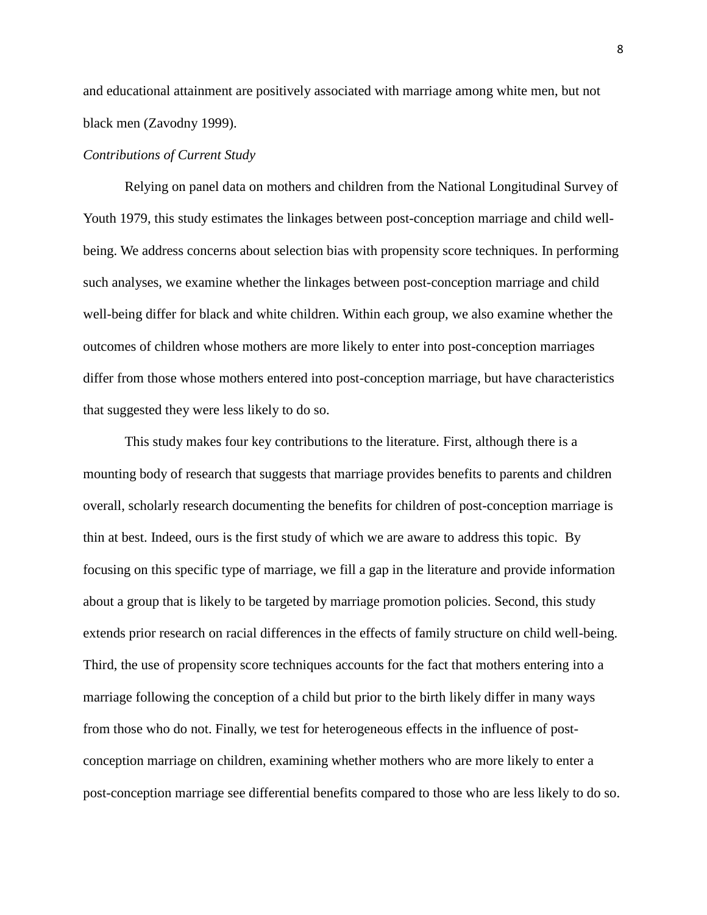and educational attainment are positively associated with marriage among white men, but not black men (Zavodny 1999).

*Contributions of Current Study*

Relying on panel data on mothers and children from the National Longitudinal Survey of Youth 1979, this study estimates the linkages between post-conception marriage and child well-being. We address concerns about selection bias with propensity score techniques. In performing such analyses, we examine whether the linkages between post-conception marriage and child well-being differ for black and white children. Within each group, we also examine whether the outcomes of children whose mothers are more likely to enter into post-conception marriages differ from those whose mothers entered into post-conception marriage, but have characteristics that suggested they were less likely to do so.

This study makes four key contributions to the literature. First, although there is a mounting body of research that suggests that marriage provides benefits to parents and children overall, scholarly research documenting the benefits for children of post-conception marriage is thin at best. Indeed, ours is the first study of which we are aware to address this topic. By focusing on this specific type of marriage, we fill a gap in the literature and provide information about a group that is likely to be targeted by marriage promotion policies. Second, this study extends prior research on racial differences in the effects of family structure on child well-being. Third, the use of propensity score techniques accounts for the fact that mothers entering into a marriage following the conception of a child but prior to the birth likely differ in many ways from those who do not. Finally, we test for heterogeneous effects in the influence of post-conception marriage on children, examining whether mothers who are more likely to enter a post-conception marriage see differential benefits compared to those who are less likely to do so.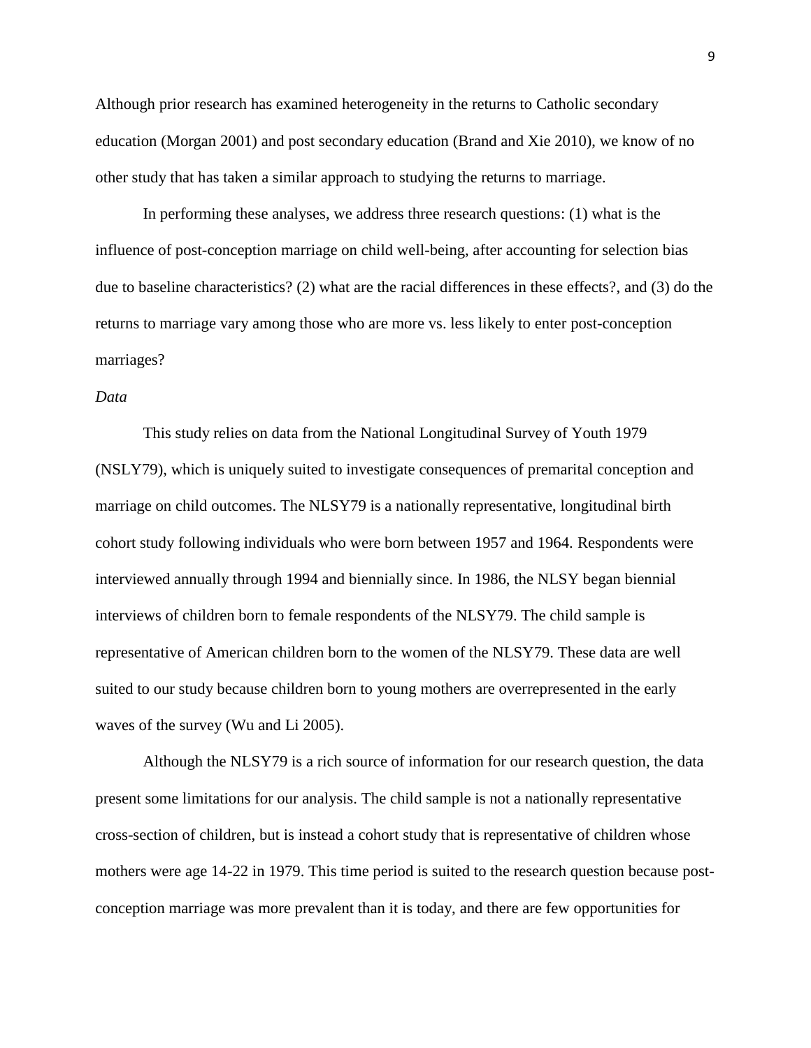Although prior research has examined heterogeneity in the returns to Catholic secondary education (Morgan 2001) and post secondary education (Brand and Xie 2010), we know of no other study that has taken a similar approach to studying the returns to marriage.

In performing these analyses, we address three research questions: (1) what is the influence of post-conception marriage on child well-being, after accounting for selection bias due to baseline characteristics? (2) what are the racial differences in these effects?, and (3) do the returns to marriage vary among those who are more vs. less likely to enter post-conception marriages?

*Data*

This study relies on data from the National Longitudinal Survey of Youth 1979 (NSLY79), which is uniquely suited to investigate consequences of premarital conception and marriage on child outcomes. The NLSY79 is a nationally representative, longitudinal birth cohort study following individuals who were born between 1957 and 1964. Respondents were interviewed annually through 1994 and biennially since. In 1986, the NLSY began biennial interviews of children born to female respondents of the NLSY79. The child sample is representative of American children born to the women of the NLSY79. These data are well suited to our study because children born to young mothers are overrepresented in the early waves of the survey (Wu and Li 2005).

Although the NLSY79 is a rich source of information for our research question, the data present some limitations for our analysis. The child sample is not a nationally representative cross-section of children, but is instead a cohort study that is representative of children whose mothers were age 14-22 in 1979. This time period is suited to the research question because post-conception marriage was more prevalent than it is today, and there are few opportunities for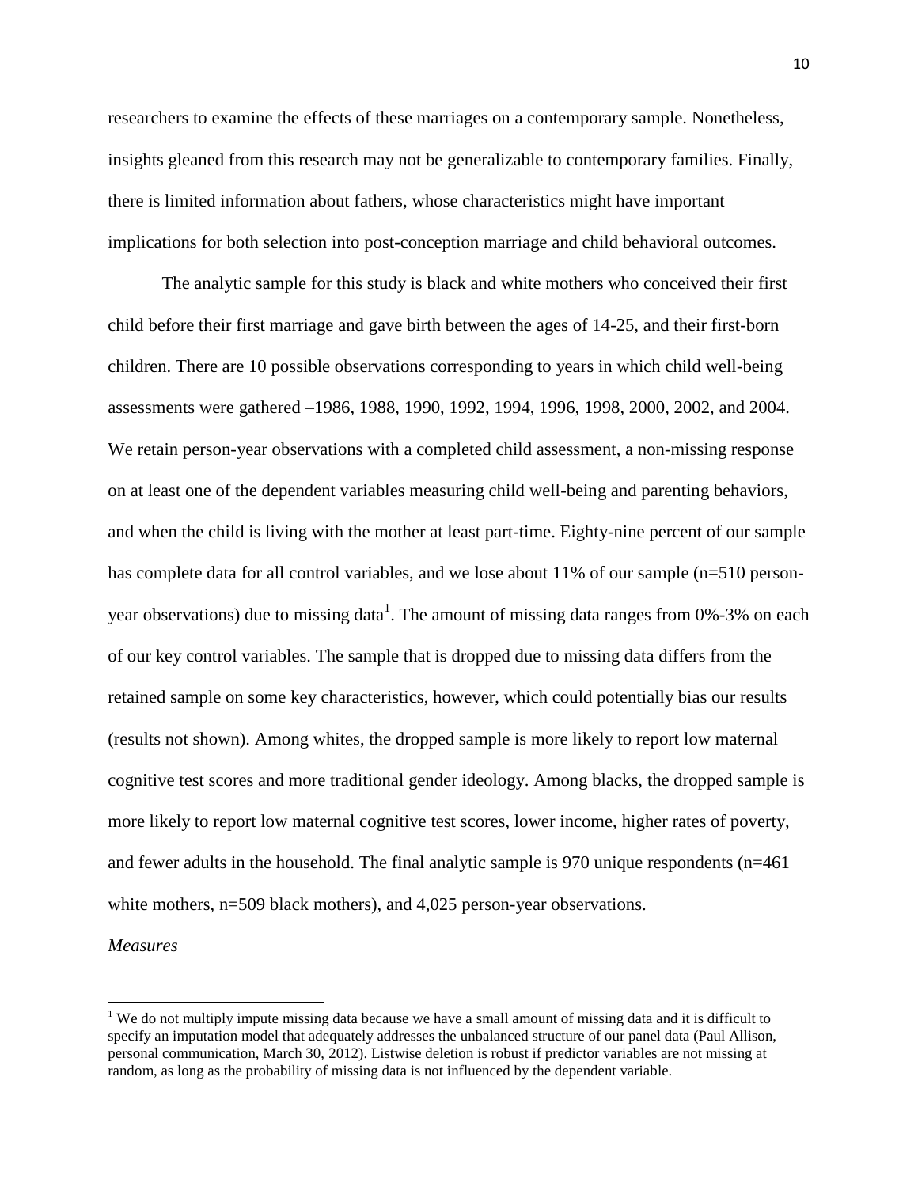researchers to examine the effects of these marriages on a contemporary sample. Nonetheless, insights gleaned from this research may not be generalizable to contemporary families. Finally, there is limited information about fathers, whose characteristics might have important implications for both selection into post-conception marriage and child behavioral outcomes.

The analytic sample for this study is black and white mothers who conceived their first child before their first marriage and gave birth between the ages of 14-25, and their first-born children. There are 10 possible observations corresponding to years in which child well-being assessments were gathered –1986, 1988, 1990, 1992, 1994, 1996, 1998, 2000, 2002, and 2004. We retain person-year observations with a completed child assessment, a non-missing response on at least one of the dependent variables measuring child well-being and parenting behaviors, and when the child is living with the mother at least part-time. Eighty-nine percent of our sample has complete data for all control variables, and we lose about 11% of our sample (n=510 person-year observations) due to missing data[1]. The amount of missing data ranges from 0%-3% on each of our key control variables. The sample that is dropped due to missing data differs from the retained sample on some key characteristics, however, which could potentially bias our results (results not shown). Among whites, the dropped sample is more likely to report low maternal cognitive test scores and more traditional gender ideology. Among blacks, the dropped sample is more likely to report low maternal cognitive test scores, lower income, higher rates of poverty, and fewer adults in the household. The final analytic sample is 970 unique respondents (n=461 white mothers, n=509 black mothers), and 4,025 person-year observations.

*Measures*

[1] We do not multiply impute missing data because we have a small amount of missing data and it is difficult to specify an imputation model that adequately addresses the unbalanced structure of our panel data (Paul Allison, personal communication, March 30, 2012). Listwise deletion is robust if predictor variables are not missing at random, as long as the probability of missing data is not influenced by the dependent variable.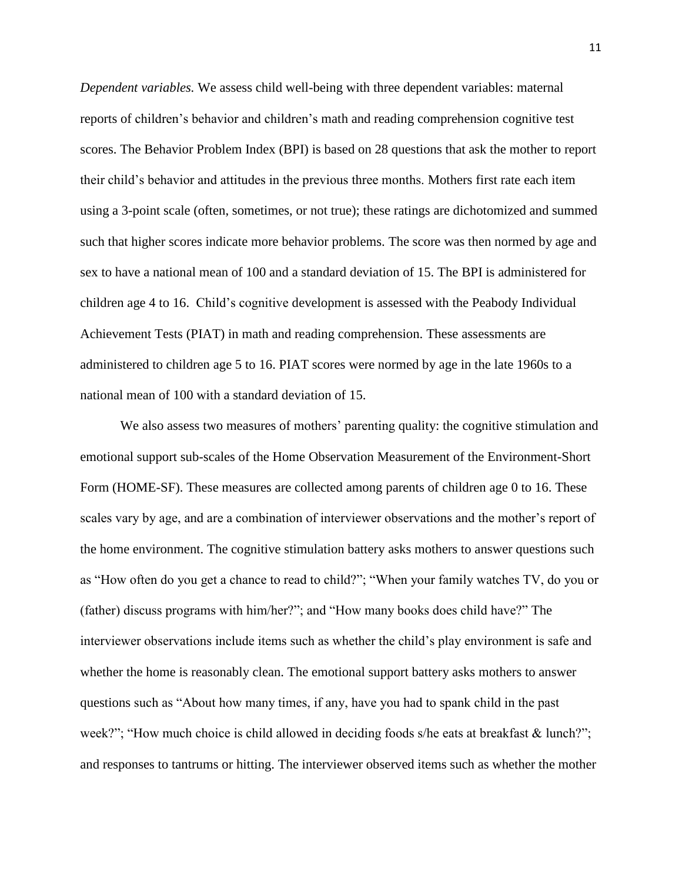*Dependent variables.* We assess child well-being with three dependent variables: maternal reports of children's behavior and children's math and reading comprehension cognitive test scores. The Behavior Problem Index (BPI) is based on 28 questions that ask the mother to report their child's behavior and attitudes in the previous three months. Mothers first rate each item using a 3-point scale (often, sometimes, or not true); these ratings are dichotomized and summed such that higher scores indicate more behavior problems. The score was then normed by age and sex to have a national mean of 100 and a standard deviation of 15. The BPI is administered for children age 4 to 16. Child's cognitive development is assessed with the Peabody Individual Achievement Tests (PIAT) in math and reading comprehension. These assessments are administered to children age 5 to 16. PIAT scores were normed by age in the late 1960s to a national mean of 100 with a standard deviation of 15.

We also assess two measures of mothers' parenting quality: the cognitive stimulation and emotional support sub-scales of the Home Observation Measurement of the Environment-Short Form (HOME-SF). These measures are collected among parents of children age 0 to 16. These scales vary by age, and are a combination of interviewer observations and the mother's report of the home environment. The cognitive stimulation battery asks mothers to answer questions such as "How often do you get a chance to read to child?"; "When your family watches TV, do you or (father) discuss programs with him/her?"; and "How many books does child have?" The interviewer observations include items such as whether the child's play environment is safe and whether the home is reasonably clean. The emotional support battery asks mothers to answer questions such as "About how many times, if any, have you had to spank child in the past week?"; "How much choice is child allowed in deciding foods s/he eats at breakfast & lunch?"; and responses to tantrums or hitting. The interviewer observed items such as whether the mother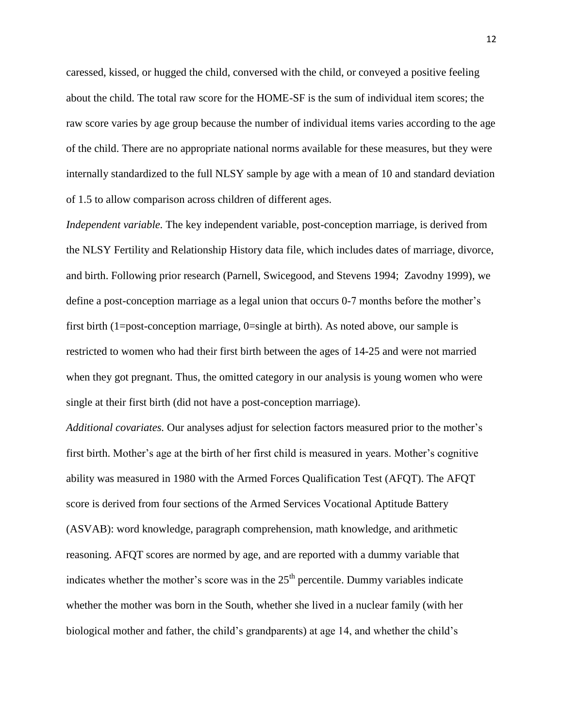caressed, kissed, or hugged the child, conversed with the child, or conveyed a positive feeling about the child. The total raw score for the HOME-SF is the sum of individual item scores; the raw score varies by age group because the number of individual items varies according to the age of the child. There are no appropriate national norms available for these measures, but they were internally standardized to the full NLSY sample by age with a mean of 10 and standard deviation of 1.5 to allow comparison across children of different ages.

*Independent variable.* The key independent variable, post-conception marriage, is derived from the NLSY Fertility and Relationship History data file, which includes dates of marriage, divorce, and birth. Following prior research (Parnell, Swicegood, and Stevens 1994; Zavodny 1999), we define a post-conception marriage as a legal union that occurs 0-7 months before the mother's first birth (1=post-conception marriage, 0=single at birth). As noted above, our sample is restricted to women who had their first birth between the ages of 14-25 and were not married when they got pregnant. Thus, the omitted category in our analysis is young women who were single at their first birth (did not have a post-conception marriage).

*Additional covariates.* Our analyses adjust for selection factors measured prior to the mother's first birth. Mother's age at the birth of her first child is measured in years. Mother's cognitive ability was measured in 1980 with the Armed Forces Qualification Test (AFQT). The AFQT score is derived from four sections of the Armed Services Vocational Aptitude Battery (ASVAB): word knowledge, paragraph comprehension, math knowledge, and arithmetic reasoning. AFQT scores are normed by age, and are reported with a dummy variable that indicates whether the mother's score was in the 25th percentile. Dummy variables indicate whether the mother was born in the South, whether she lived in a nuclear family (with her biological mother and father, the child's grandparents) at age 14, and whether the child's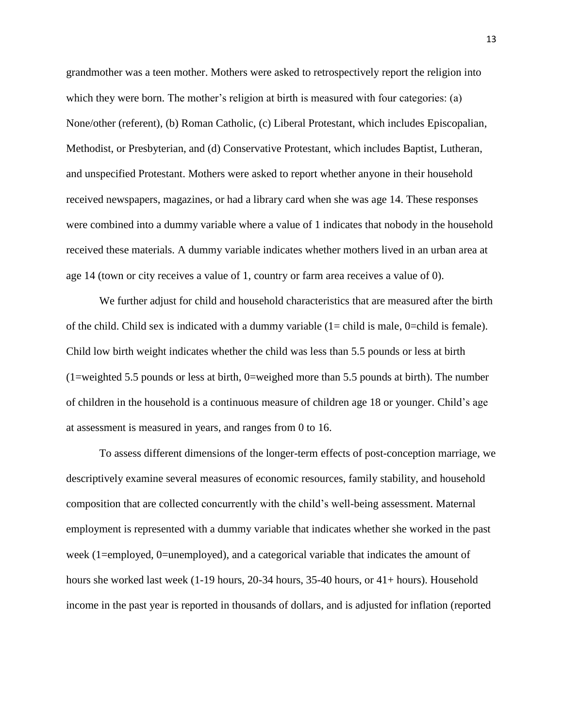grandmother was a teen mother. Mothers were asked to retrospectively report the religion into which they were born. The mother's religion at birth is measured with four categories: (a) None/other (referent), (b) Roman Catholic, (c) Liberal Protestant, which includes Episcopalian, Methodist, or Presbyterian, and (d) Conservative Protestant, which includes Baptist, Lutheran, and unspecified Protestant. Mothers were asked to report whether anyone in their household received newspapers, magazines, or had a library card when she was age 14. These responses were combined into a dummy variable where a value of 1 indicates that nobody in the household received these materials. A dummy variable indicates whether mothers lived in an urban area at age 14 (town or city receives a value of 1, country or farm area receives a value of 0).

We further adjust for child and household characteristics that are measured after the birth of the child. Child sex is indicated with a dummy variable (1= child is male, 0=child is female). Child low birth weight indicates whether the child was less than 5.5 pounds or less at birth (1=weighted 5.5 pounds or less at birth, 0=weighed more than 5.5 pounds at birth). The number of children in the household is a continuous measure of children age 18 or younger. Child's age at assessment is measured in years, and ranges from 0 to 16.

To assess different dimensions of the longer-term effects of post-conception marriage, we descriptively examine several measures of economic resources, family stability, and household composition that are collected concurrently with the child's well-being assessment. Maternal employment is represented with a dummy variable that indicates whether she worked in the past week (1=employed, 0=unemployed), and a categorical variable that indicates the amount of hours she worked last week (1-19 hours, 20-34 hours, 35-40 hours, or 41+ hours). Household income in the past year is reported in thousands of dollars, and is adjusted for inflation (reported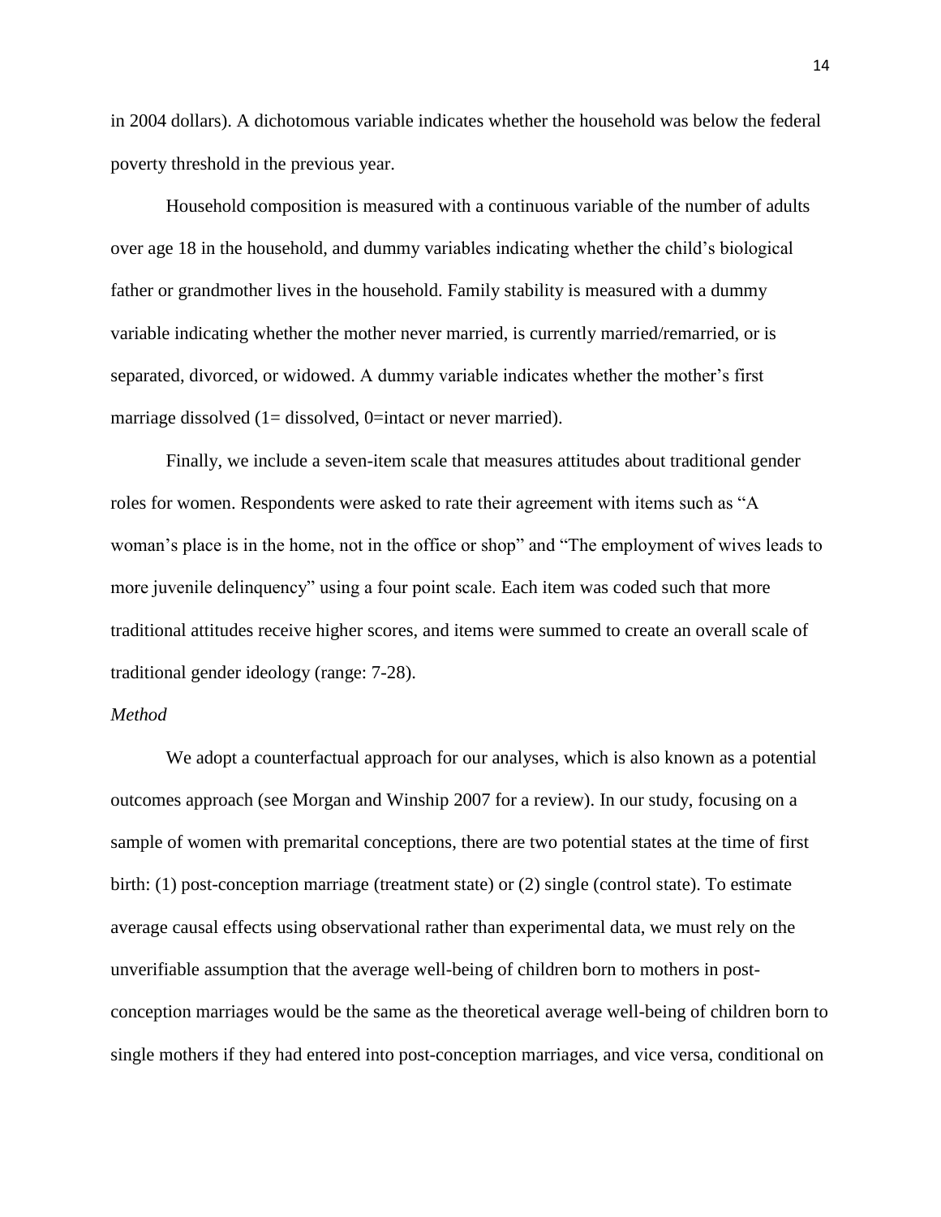in 2004 dollars). A dichotomous variable indicates whether the household was below the federal poverty threshold in the previous year.

Household composition is measured with a continuous variable of the number of adults over age 18 in the household, and dummy variables indicating whether the child's biological father or grandmother lives in the household. Family stability is measured with a dummy variable indicating whether the mother never married, is currently married/remarried, or is separated, divorced, or widowed. A dummy variable indicates whether the mother's first marriage dissolved (1= dissolved, 0=intact or never married).

Finally, we include a seven-item scale that measures attitudes about traditional gender roles for women. Respondents were asked to rate their agreement with items such as "A woman's place is in the home, not in the office or shop" and "The employment of wives leads to more juvenile delinquency" using a four point scale. Each item was coded such that more traditional attitudes receive higher scores, and items were summed to create an overall scale of traditional gender ideology (range: 7-28).

*Method*

We adopt a counterfactual approach for our analyses, which is also known as a potential outcomes approach (see Morgan and Winship 2007 for a review). In our study, focusing on a sample of women with premarital conceptions, there are two potential states at the time of first birth: (1) post-conception marriage (treatment state) or (2) single (control state). To estimate average causal effects using observational rather than experimental data, we must rely on the unverifiable assumption that the average well-being of children born to mothers in post-conception marriages would be the same as the theoretical average well-being of children born to single mothers if they had entered into post-conception marriages, and vice versa, conditional on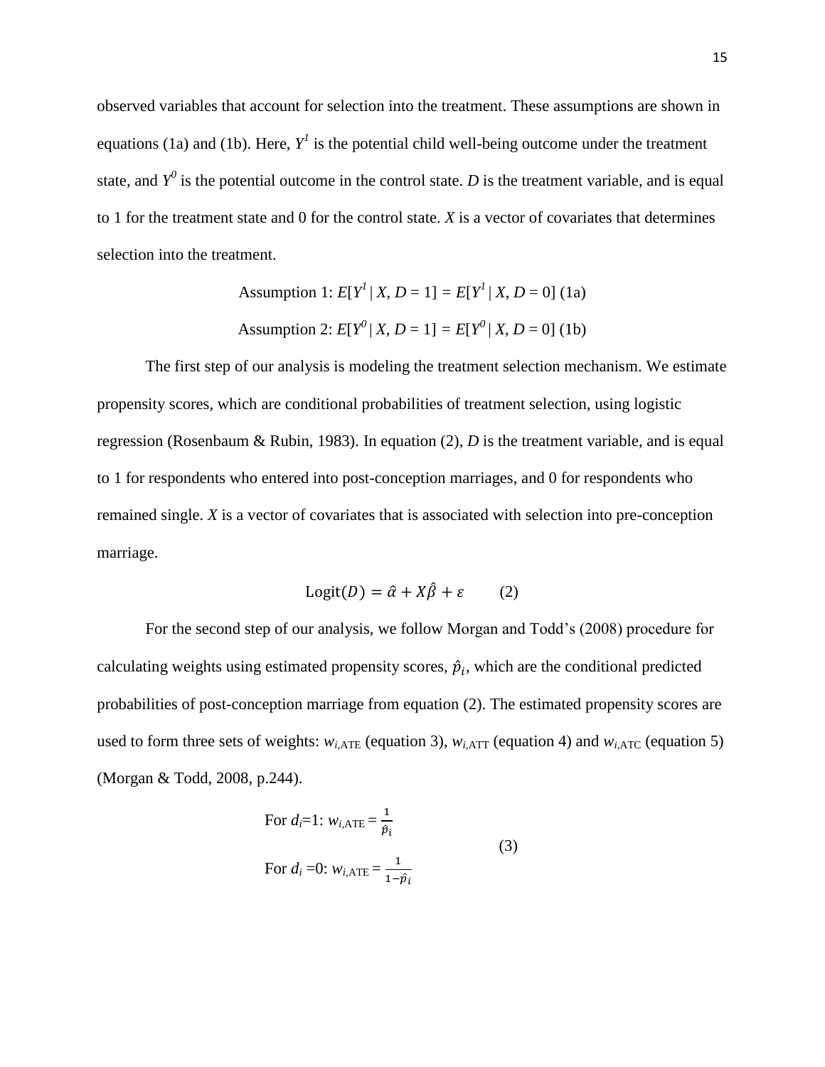observed variables that account for selection into the treatment. These assumptions are shown in equations (1a) and (1b). Here, $Y^1$ is the potential child well-being outcome under the treatment state, and $Y^0$ is the potential outcome in the control state. *D* is the treatment variable, and is equal to 1 for the treatment state and 0 for the control state. *X* is a vector of covariates that determines selection into the treatment.

$$\text{Assumption 1: } E[Y^1 \mid X, D = 1] = E[Y^1 \mid X, D = 0] \text{ (1a)}$$

$$\text{Assumption 2: } E[Y^0 \mid X, D = 1] = E[Y^0 \mid X, D = 0] \text{ (1b)}$$

The first step of our analysis is modeling the treatment selection mechanism. We estimate propensity scores, which are conditional probabilities of treatment selection, using logistic regression (Rosenbaum & Rubin, 1983). In equation (2), *D* is the treatment variable, and is equal to 1 for respondents who entered into post-conception marriages, and 0 for respondents who remained single. *X* is a vector of covariates that is associated with selection into pre-conception marriage.

$$\text{Logit}(D) = \hat{\alpha} + X\hat{\beta} + \varepsilon \qquad (2)$$

For the second step of our analysis, we follow Morgan and Todd's (2008) procedure for calculating weights using estimated propensity scores, $\hat{p}_i$, which are the conditional predicted probabilities of post-conception marriage from equation (2). The estimated propensity scores are used to form three sets of weights: $w_{i,\text{ATE}}$ (equation 3), $w_{i,\text{ATT}}$ (equation 4) and $w_{i,\text{ATC}}$ (equation 5) (Morgan & Todd, 2008, p.244).

$$\begin{aligned} &\text{For } d_i = 1\text{: } w_{i,\text{ATE}} = \frac{1}{\hat{p}_i} \\ &\text{For } d_i = 0\text{: } w_{i,\text{ATE}} = \frac{1}{1-\hat{p}_i} \end{aligned} \qquad (3)$$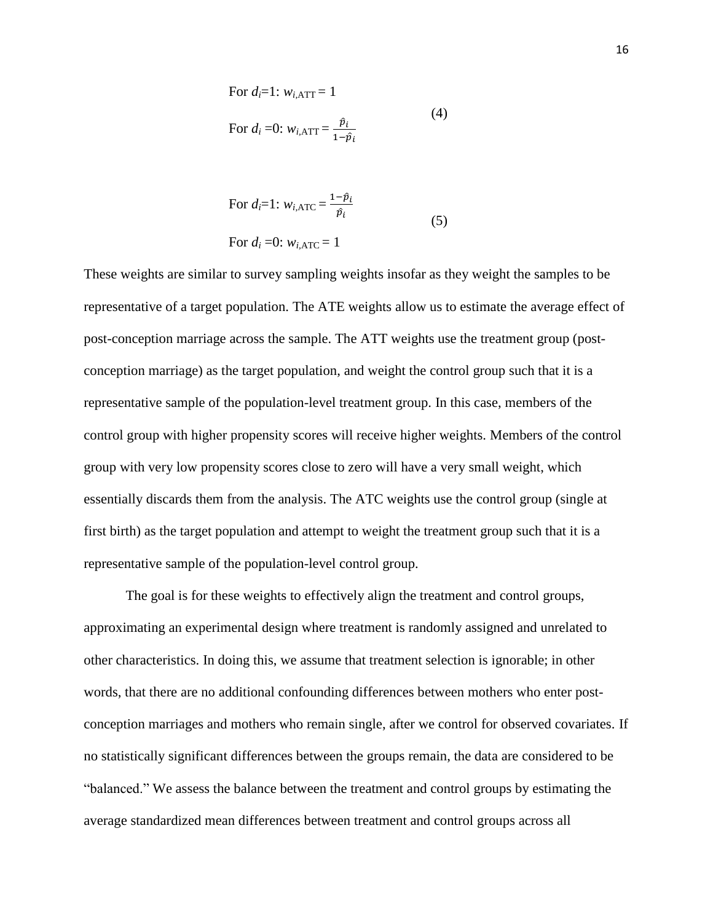$$\text{For } d_i=1\text{: } w_{i,\text{ATT}} = 1$$
$$\text{For } d_i=0\text{: } w_{i,\text{ATT}} = \frac{\hat{p}_i}{1-\hat{p}_i} \tag{4}$$

$$\text{For } d_i=1\text{: } w_{i,\text{ATC}} = \frac{1-\hat{p}_i}{\hat{p}_i} \tag{5}$$
$$\text{For } d_i=0\text{: } w_{i,\text{ATC}} = 1$$

These weights are similar to survey sampling weights insofar as they weight the samples to be representative of a target population. The ATE weights allow us to estimate the average effect of post-conception marriage across the sample. The ATT weights use the treatment group (post-conception marriage) as the target population, and weight the control group such that it is a representative sample of the population-level treatment group. In this case, members of the control group with higher propensity scores will receive higher weights. Members of the control group with very low propensity scores close to zero will have a very small weight, which essentially discards them from the analysis. The ATC weights use the control group (single at first birth) as the target population and attempt to weight the treatment group such that it is a representative sample of the population-level control group.

The goal is for these weights to effectively align the treatment and control groups, approximating an experimental design where treatment is randomly assigned and unrelated to other characteristics. In doing this, we assume that treatment selection is ignorable; in other words, that there are no additional confounding differences between mothers who enter post-conception marriages and mothers who remain single, after we control for observed covariates. If no statistically significant differences between the groups remain, the data are considered to be "balanced." We assess the balance between the treatment and control groups by estimating the average standardized mean differences between treatment and control groups across all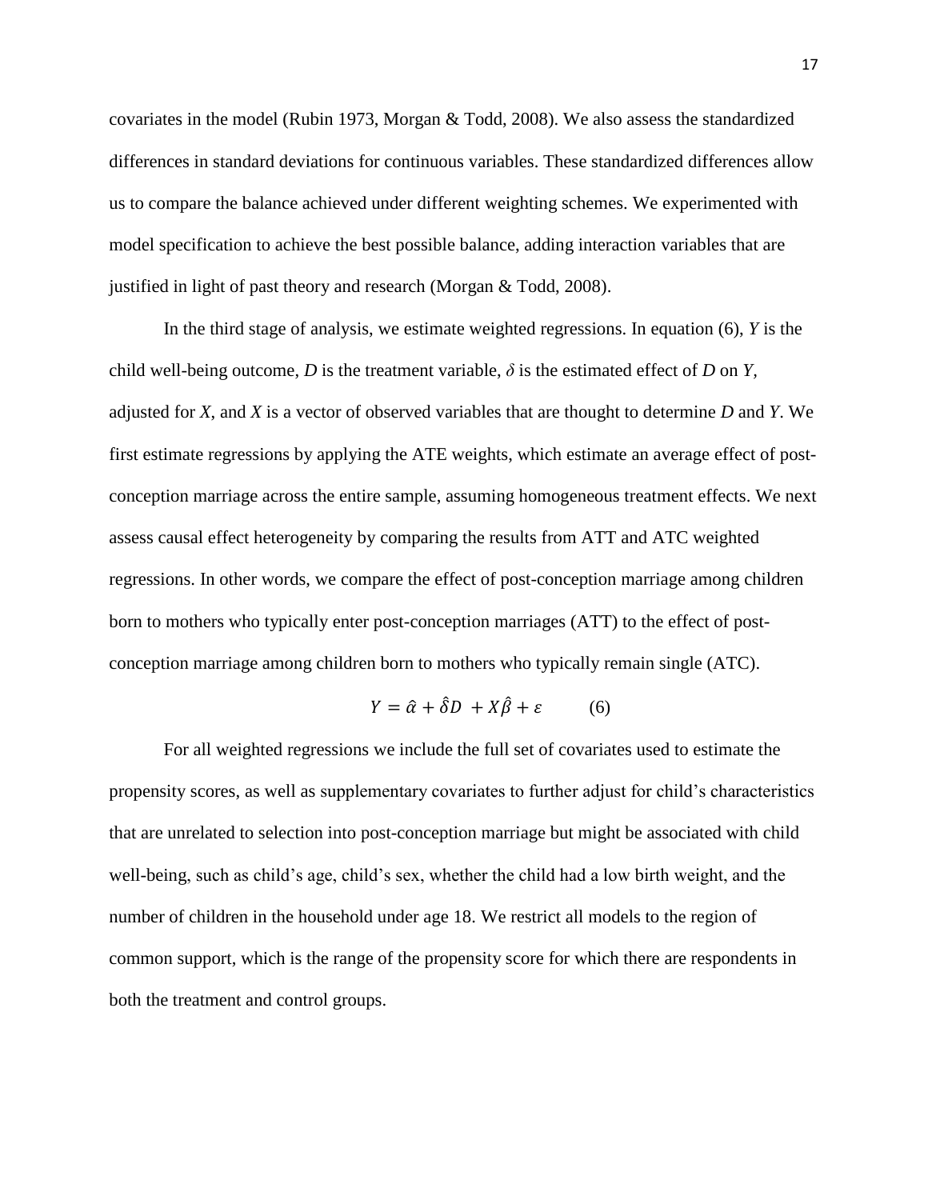covariates in the model (Rubin 1973, Morgan & Todd, 2008). We also assess the standardized differences in standard deviations for continuous variables. These standardized differences allow us to compare the balance achieved under different weighting schemes. We experimented with model specification to achieve the best possible balance, adding interaction variables that are justified in light of past theory and research (Morgan & Todd, 2008).

In the third stage of analysis, we estimate weighted regressions. In equation (6), $Y$ is the child well-being outcome, $D$ is the treatment variable, $\delta$ is the estimated effect of $D$ on $Y$, adjusted for $X$, and $X$ is a vector of observed variables that are thought to determine $D$ and $Y$. We first estimate regressions by applying the ATE weights, which estimate an average effect of post-conception marriage across the entire sample, assuming homogeneous treatment effects. We next assess causal effect heterogeneity by comparing the results from ATT and ATC weighted regressions. In other words, we compare the effect of post-conception marriage among children born to mothers who typically enter post-conception marriages (ATT) to the effect of post-conception marriage among children born to mothers who typically remain single (ATC).

$$Y = \hat{\alpha} + \hat{\delta}D + X\hat{\beta} + \varepsilon \qquad (6)$$

For all weighted regressions we include the full set of covariates used to estimate the propensity scores, as well as supplementary covariates to further adjust for child's characteristics that are unrelated to selection into post-conception marriage but might be associated with child well-being, such as child's age, child's sex, whether the child had a low birth weight, and the number of children in the household under age 18. We restrict all models to the region of common support, which is the range of the propensity score for which there are respondents in both the treatment and control groups.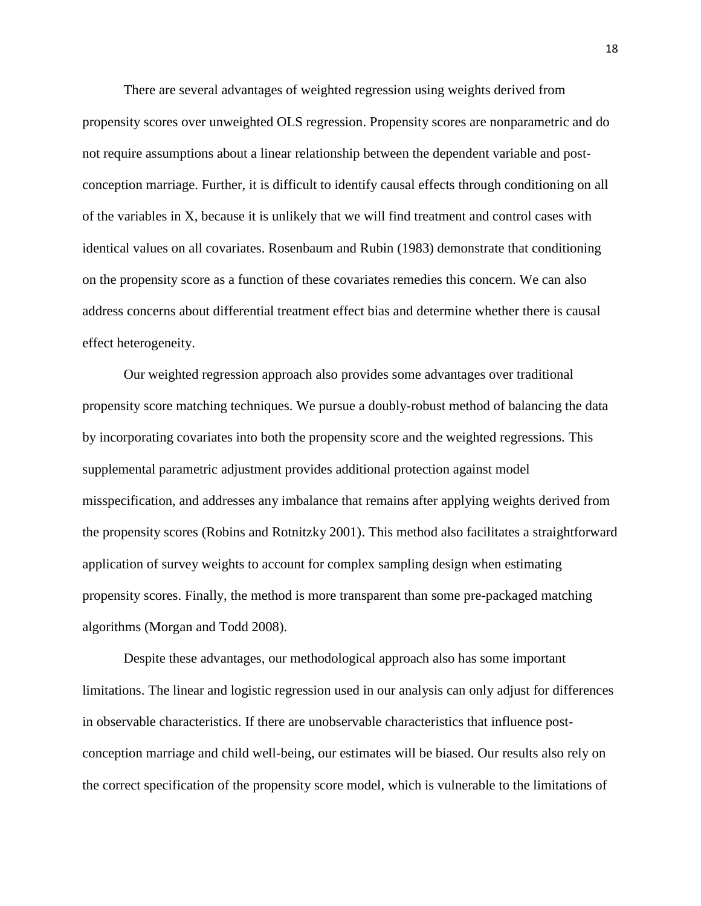There are several advantages of weighted regression using weights derived from propensity scores over unweighted OLS regression. Propensity scores are nonparametric and do not require assumptions about a linear relationship between the dependent variable and post-conception marriage. Further, it is difficult to identify causal effects through conditioning on all of the variables in X, because it is unlikely that we will find treatment and control cases with identical values on all covariates. Rosenbaum and Rubin (1983) demonstrate that conditioning on the propensity score as a function of these covariates remedies this concern. We can also address concerns about differential treatment effect bias and determine whether there is causal effect heterogeneity.

Our weighted regression approach also provides some advantages over traditional propensity score matching techniques. We pursue a doubly-robust method of balancing the data by incorporating covariates into both the propensity score and the weighted regressions. This supplemental parametric adjustment provides additional protection against model misspecification, and addresses any imbalance that remains after applying weights derived from the propensity scores (Robins and Rotnitzky 2001). This method also facilitates a straightforward application of survey weights to account for complex sampling design when estimating propensity scores. Finally, the method is more transparent than some pre-packaged matching algorithms (Morgan and Todd 2008).

Despite these advantages, our methodological approach also has some important limitations. The linear and logistic regression used in our analysis can only adjust for differences in observable characteristics. If there are unobservable characteristics that influence post-conception marriage and child well-being, our estimates will be biased. Our results also rely on the correct specification of the propensity score model, which is vulnerable to the limitations of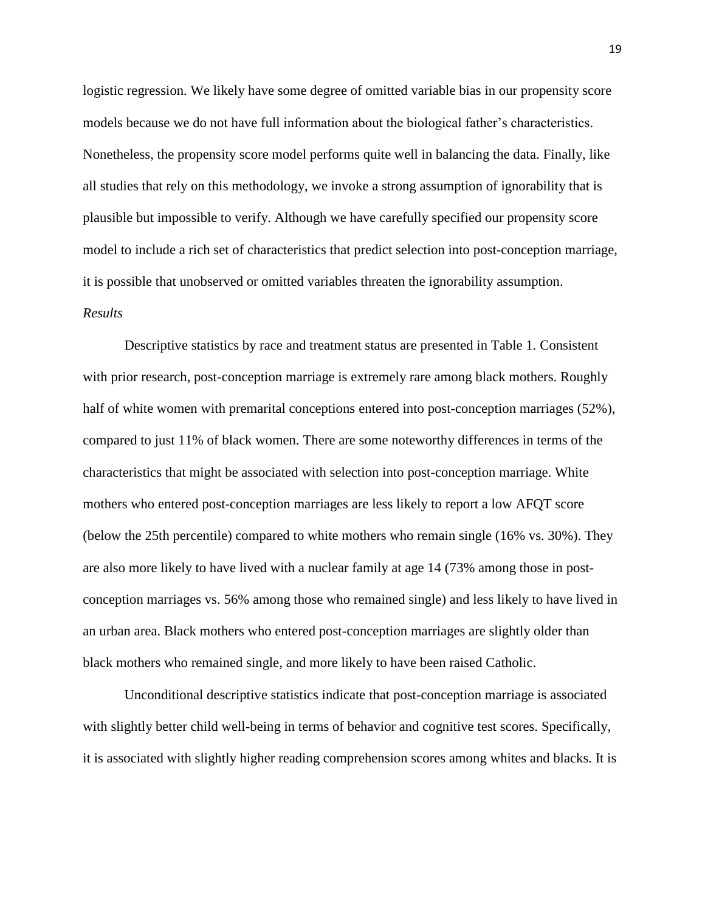logistic regression. We likely have some degree of omitted variable bias in our propensity score models because we do not have full information about the biological father's characteristics. Nonetheless, the propensity score model performs quite well in balancing the data. Finally, like all studies that rely on this methodology, we invoke a strong assumption of ignorability that is plausible but impossible to verify. Although we have carefully specified our propensity score model to include a rich set of characteristics that predict selection into post-conception marriage, it is possible that unobserved or omitted variables threaten the ignorability assumption.

*Results*

Descriptive statistics by race and treatment status are presented in Table 1. Consistent with prior research, post-conception marriage is extremely rare among black mothers. Roughly half of white women with premarital conceptions entered into post-conception marriages (52%), compared to just 11% of black women. There are some noteworthy differences in terms of the characteristics that might be associated with selection into post-conception marriage. White mothers who entered post-conception marriages are less likely to report a low AFQT score (below the 25th percentile) compared to white mothers who remain single (16% vs. 30%). They are also more likely to have lived with a nuclear family at age 14 (73% among those in post-conception marriages vs. 56% among those who remained single) and less likely to have lived in an urban area. Black mothers who entered post-conception marriages are slightly older than black mothers who remained single, and more likely to have been raised Catholic.

Unconditional descriptive statistics indicate that post-conception marriage is associated with slightly better child well-being in terms of behavior and cognitive test scores. Specifically, it is associated with slightly higher reading comprehension scores among whites and blacks. It is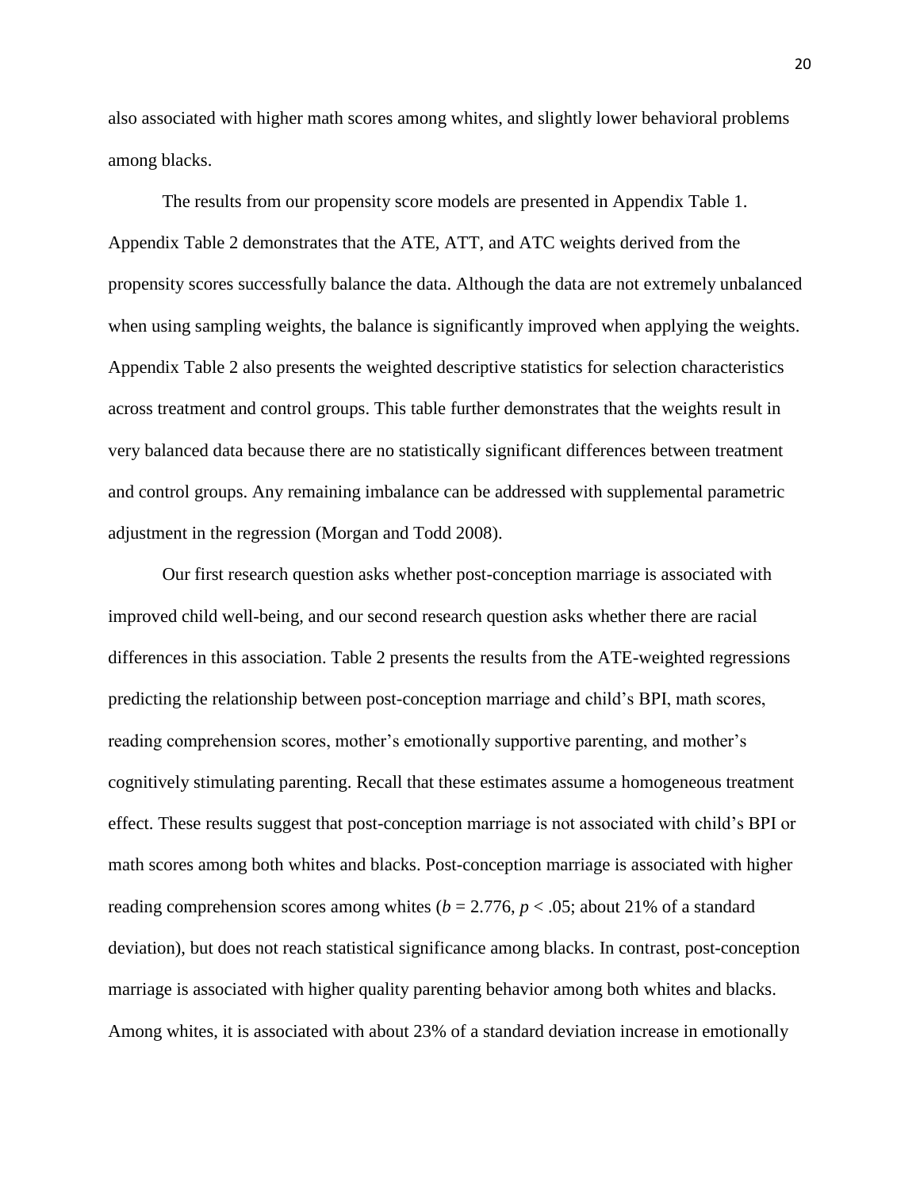also associated with higher math scores among whites, and slightly lower behavioral problems among blacks.

The results from our propensity score models are presented in Appendix Table 1. Appendix Table 2 demonstrates that the ATE, ATT, and ATC weights derived from the propensity scores successfully balance the data. Although the data are not extremely unbalanced when using sampling weights, the balance is significantly improved when applying the weights. Appendix Table 2 also presents the weighted descriptive statistics for selection characteristics across treatment and control groups. This table further demonstrates that the weights result in very balanced data because there are no statistically significant differences between treatment and control groups. Any remaining imbalance can be addressed with supplemental parametric adjustment in the regression (Morgan and Todd 2008).

Our first research question asks whether post-conception marriage is associated with improved child well-being, and our second research question asks whether there are racial differences in this association. Table 2 presents the results from the ATE-weighted regressions predicting the relationship between post-conception marriage and child's BPI, math scores, reading comprehension scores, mother's emotionally supportive parenting, and mother's cognitively stimulating parenting. Recall that these estimates assume a homogeneous treatment effect. These results suggest that post-conception marriage is not associated with child's BPI or math scores among both whites and blacks. Post-conception marriage is associated with higher reading comprehension scores among whites ($b = 2.776$, $p < .05$; about 21% of a standard deviation), but does not reach statistical significance among blacks. In contrast, post-conception marriage is associated with higher quality parenting behavior among both whites and blacks. Among whites, it is associated with about 23% of a standard deviation increase in emotionally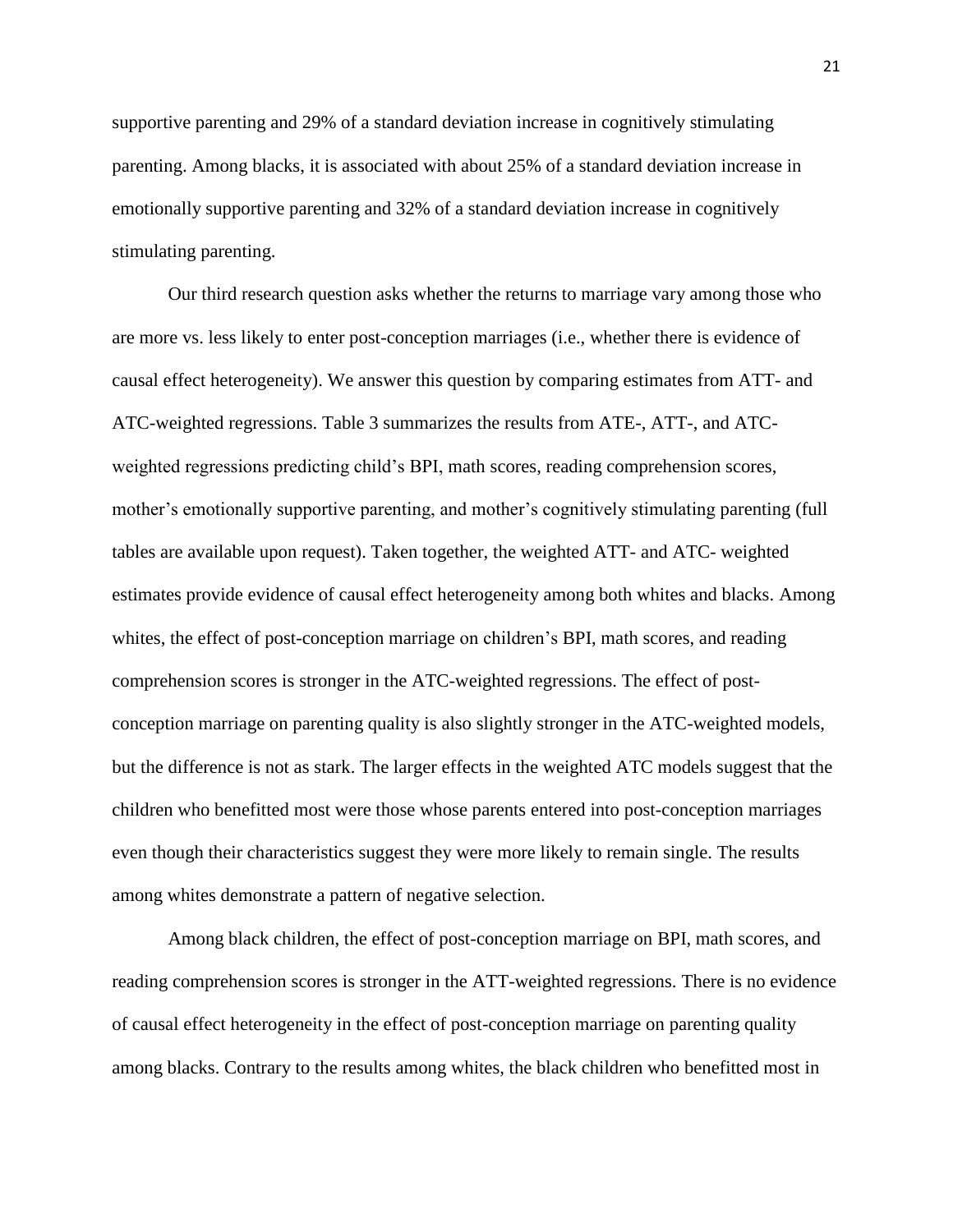supportive parenting and 29% of a standard deviation increase in cognitively stimulating parenting. Among blacks, it is associated with about 25% of a standard deviation increase in emotionally supportive parenting and 32% of a standard deviation increase in cognitively stimulating parenting.

Our third research question asks whether the returns to marriage vary among those who are more vs. less likely to enter post-conception marriages (i.e., whether there is evidence of causal effect heterogeneity). We answer this question by comparing estimates from ATT- and ATC-weighted regressions. Table 3 summarizes the results from ATE-, ATT-, and ATC-weighted regressions predicting child's BPI, math scores, reading comprehension scores, mother's emotionally supportive parenting, and mother's cognitively stimulating parenting (full tables are available upon request). Taken together, the weighted ATT- and ATC- weighted estimates provide evidence of causal effect heterogeneity among both whites and blacks. Among whites, the effect of post-conception marriage on children's BPI, math scores, and reading comprehension scores is stronger in the ATC-weighted regressions. The effect of post-conception marriage on parenting quality is also slightly stronger in the ATC-weighted models, but the difference is not as stark. The larger effects in the weighted ATC models suggest that the children who benefitted most were those whose parents entered into post-conception marriages even though their characteristics suggest they were more likely to remain single. The results among whites demonstrate a pattern of negative selection.

Among black children, the effect of post-conception marriage on BPI, math scores, and reading comprehension scores is stronger in the ATT-weighted regressions. There is no evidence of causal effect heterogeneity in the effect of post-conception marriage on parenting quality among blacks. Contrary to the results among whites, the black children who benefitted most in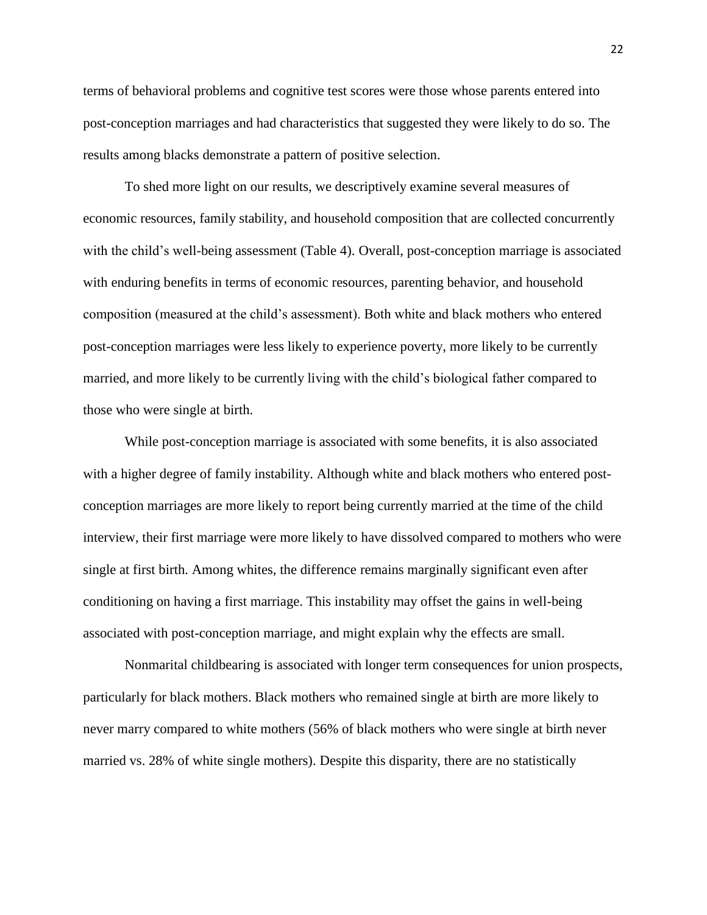terms of behavioral problems and cognitive test scores were those whose parents entered into post-conception marriages and had characteristics that suggested they were likely to do so. The results among blacks demonstrate a pattern of positive selection.

To shed more light on our results, we descriptively examine several measures of economic resources, family stability, and household composition that are collected concurrently with the child's well-being assessment (Table 4). Overall, post-conception marriage is associated with enduring benefits in terms of economic resources, parenting behavior, and household composition (measured at the child's assessment). Both white and black mothers who entered post-conception marriages were less likely to experience poverty, more likely to be currently married, and more likely to be currently living with the child's biological father compared to those who were single at birth.

While post-conception marriage is associated with some benefits, it is also associated with a higher degree of family instability. Although white and black mothers who entered post-conception marriages are more likely to report being currently married at the time of the child interview, their first marriage were more likely to have dissolved compared to mothers who were single at first birth. Among whites, the difference remains marginally significant even after conditioning on having a first marriage. This instability may offset the gains in well-being associated with post-conception marriage, and might explain why the effects are small.

Nonmarital childbearing is associated with longer term consequences for union prospects, particularly for black mothers. Black mothers who remained single at birth are more likely to never marry compared to white mothers (56% of black mothers who were single at birth never married vs. 28% of white single mothers). Despite this disparity, there are no statistically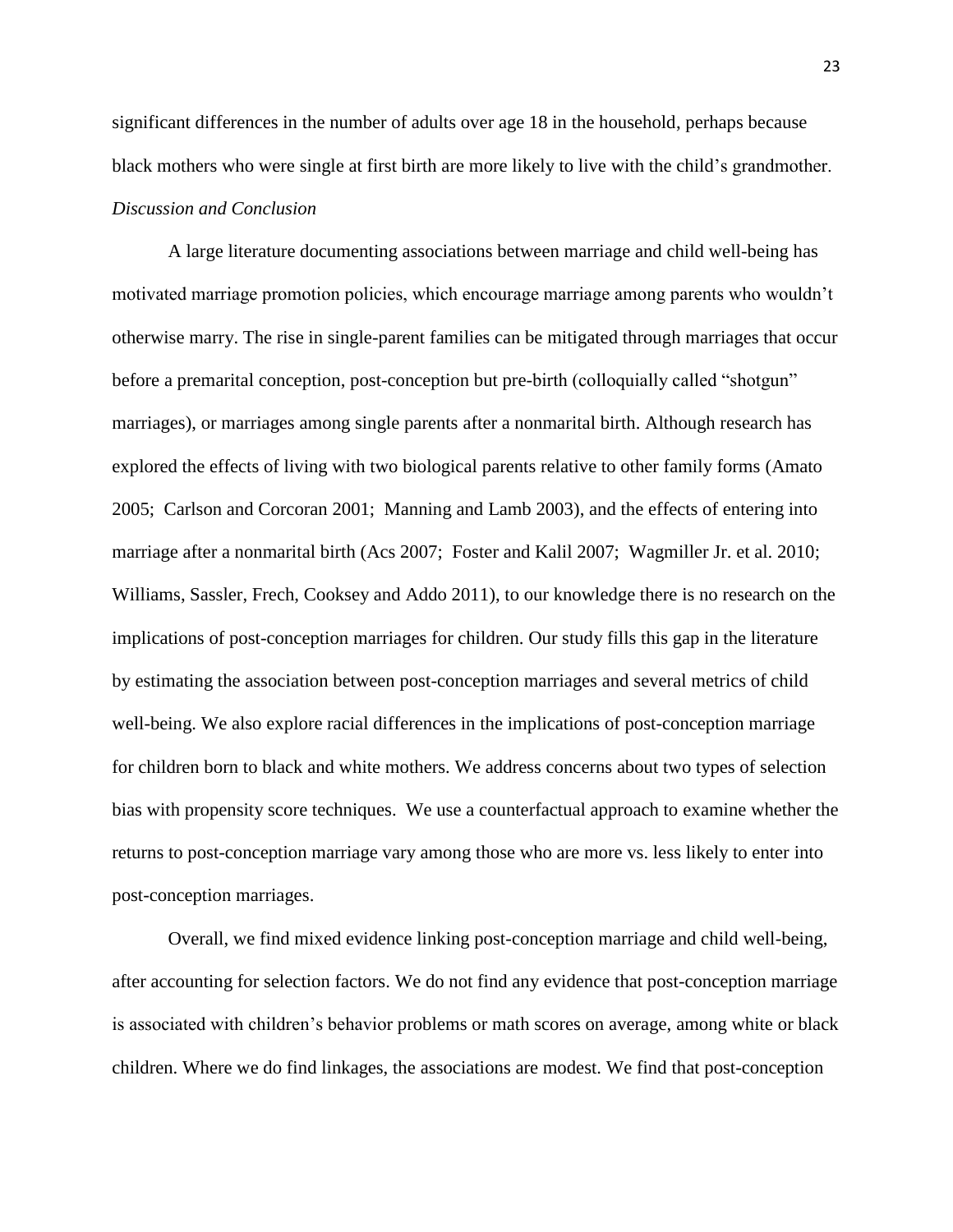significant differences in the number of adults over age 18 in the household, perhaps because black mothers who were single at first birth are more likely to live with the child's grandmother.

*Discussion and Conclusion*

A large literature documenting associations between marriage and child well-being has motivated marriage promotion policies, which encourage marriage among parents who wouldn't otherwise marry. The rise in single-parent families can be mitigated through marriages that occur before a premarital conception, post-conception but pre-birth (colloquially called "shotgun" marriages), or marriages among single parents after a nonmarital birth. Although research has explored the effects of living with two biological parents relative to other family forms (Amato 2005; Carlson and Corcoran 2001; Manning and Lamb 2003), and the effects of entering into marriage after a nonmarital birth (Acs 2007; Foster and Kalil 2007; Wagmiller Jr. et al. 2010; Williams, Sassler, Frech, Cooksey and Addo 2011), to our knowledge there is no research on the implications of post-conception marriages for children. Our study fills this gap in the literature by estimating the association between post-conception marriages and several metrics of child well-being. We also explore racial differences in the implications of post-conception marriage for children born to black and white mothers. We address concerns about two types of selection bias with propensity score techniques. We use a counterfactual approach to examine whether the returns to post-conception marriage vary among those who are more vs. less likely to enter into post-conception marriages.

Overall, we find mixed evidence linking post-conception marriage and child well-being, after accounting for selection factors. We do not find any evidence that post-conception marriage is associated with children's behavior problems or math scores on average, among white or black children. Where we do find linkages, the associations are modest. We find that post-conception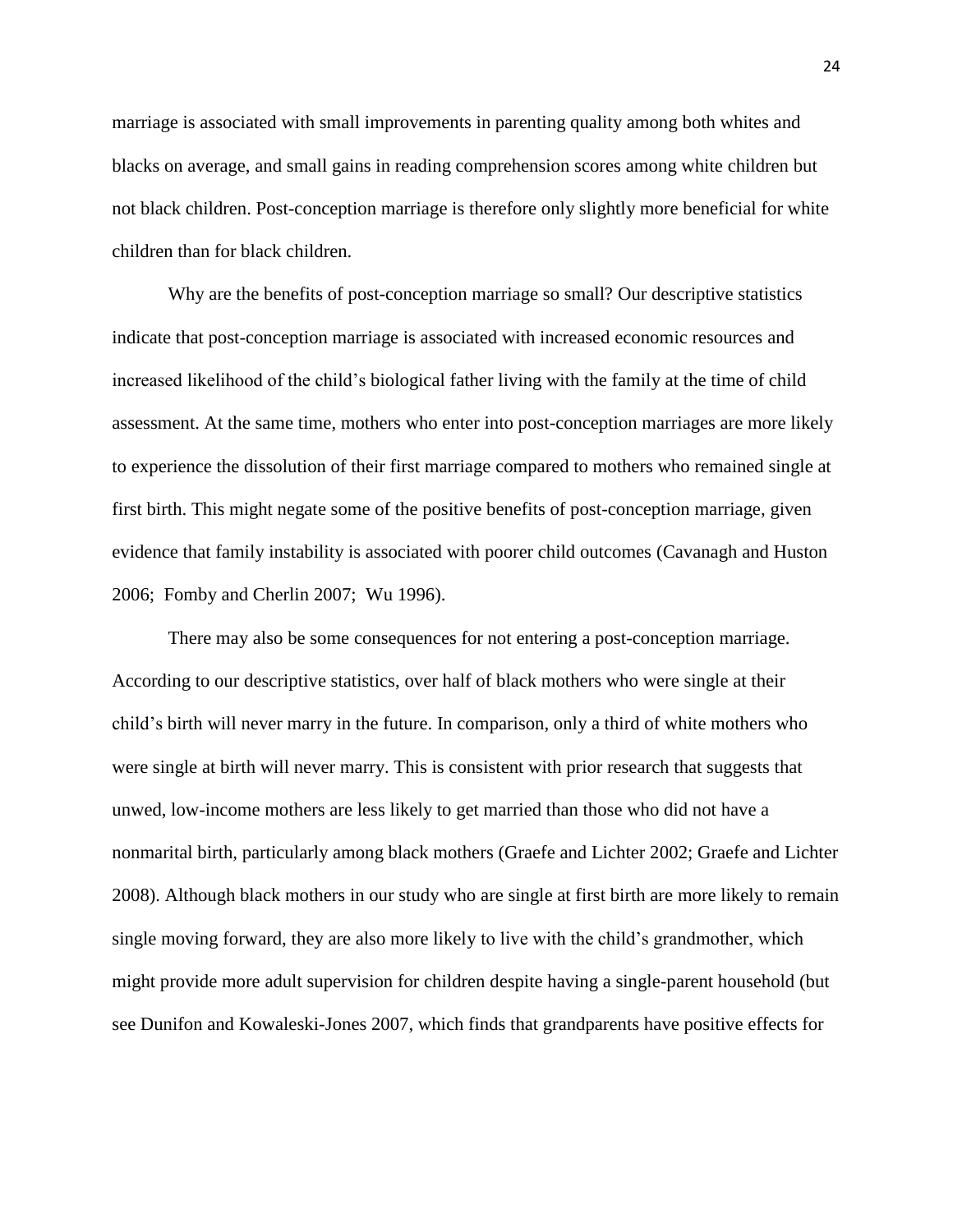marriage is associated with small improvements in parenting quality among both whites and blacks on average, and small gains in reading comprehension scores among white children but not black children. Post-conception marriage is therefore only slightly more beneficial for white children than for black children.

Why are the benefits of post-conception marriage so small? Our descriptive statistics indicate that post-conception marriage is associated with increased economic resources and increased likelihood of the child's biological father living with the family at the time of child assessment. At the same time, mothers who enter into post-conception marriages are more likely to experience the dissolution of their first marriage compared to mothers who remained single at first birth. This might negate some of the positive benefits of post-conception marriage, given evidence that family instability is associated with poorer child outcomes (Cavanagh and Huston 2006; Fomby and Cherlin 2007; Wu 1996).

There may also be some consequences for not entering a post-conception marriage. According to our descriptive statistics, over half of black mothers who were single at their child's birth will never marry in the future. In comparison, only a third of white mothers who were single at birth will never marry. This is consistent with prior research that suggests that unwed, low-income mothers are less likely to get married than those who did not have a nonmarital birth, particularly among black mothers (Graefe and Lichter 2002; Graefe and Lichter 2008). Although black mothers in our study who are single at first birth are more likely to remain single moving forward, they are also more likely to live with the child's grandmother, which might provide more adult supervision for children despite having a single-parent household (but see Dunifon and Kowaleski-Jones 2007, which finds that grandparents have positive effects for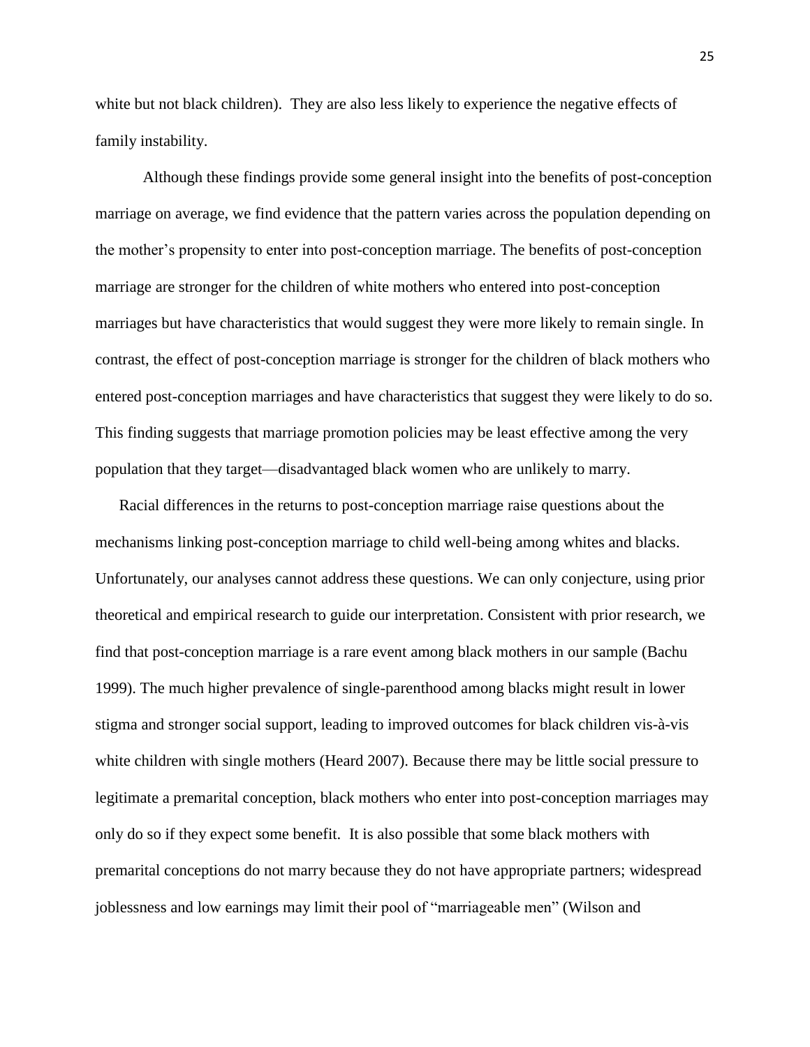white but not black children). They are also less likely to experience the negative effects of family instability.

Although these findings provide some general insight into the benefits of post-conception marriage on average, we find evidence that the pattern varies across the population depending on the mother's propensity to enter into post-conception marriage. The benefits of post-conception marriage are stronger for the children of white mothers who entered into post-conception marriages but have characteristics that would suggest they were more likely to remain single. In contrast, the effect of post-conception marriage is stronger for the children of black mothers who entered post-conception marriages and have characteristics that suggest they were likely to do so. This finding suggests that marriage promotion policies may be least effective among the very population that they target—disadvantaged black women who are unlikely to marry.

Racial differences in the returns to post-conception marriage raise questions about the mechanisms linking post-conception marriage to child well-being among whites and blacks. Unfortunately, our analyses cannot address these questions. We can only conjecture, using prior theoretical and empirical research to guide our interpretation. Consistent with prior research, we find that post-conception marriage is a rare event among black mothers in our sample (Bachu 1999). The much higher prevalence of single-parenthood among blacks might result in lower stigma and stronger social support, leading to improved outcomes for black children vis-à-vis white children with single mothers (Heard 2007). Because there may be little social pressure to legitimate a premarital conception, black mothers who enter into post-conception marriages may only do so if they expect some benefit. It is also possible that some black mothers with premarital conceptions do not marry because they do not have appropriate partners; widespread joblessness and low earnings may limit their pool of "marriageable men" (Wilson and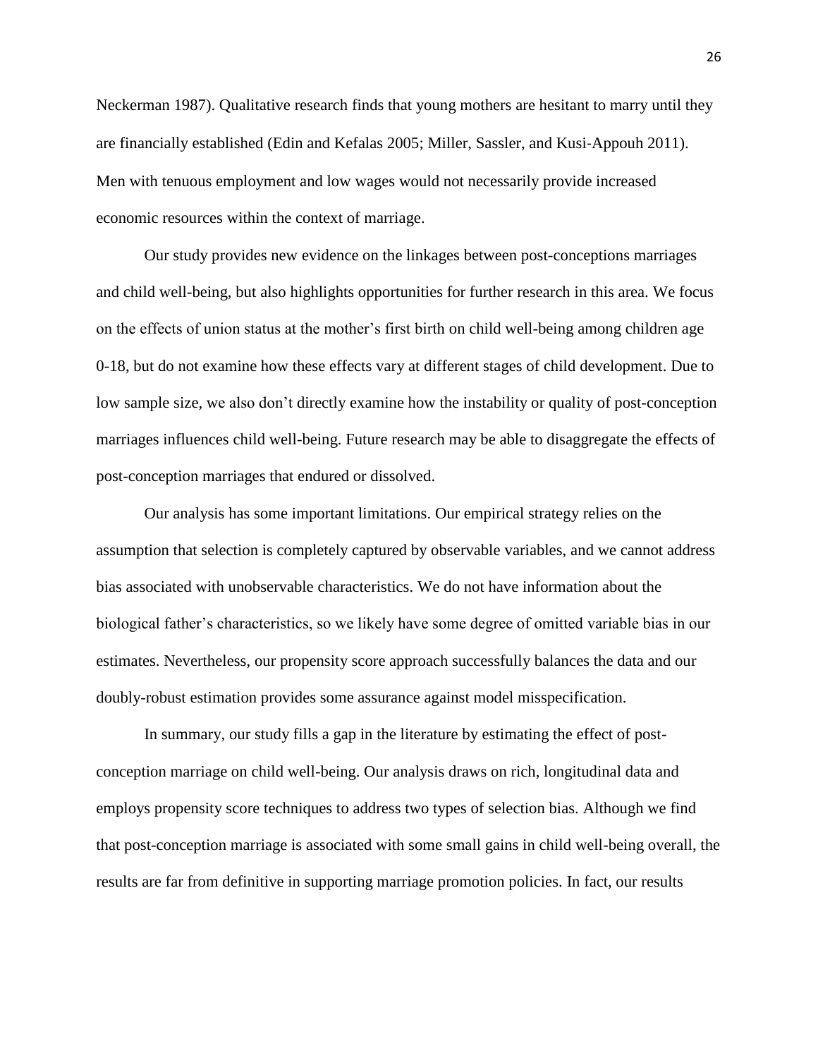Neckerman 1987). Qualitative research finds that young mothers are hesitant to marry until they are financially established (Edin and Kefalas 2005; Miller, Sassler, and Kusi-Appouh 2011). Men with tenuous employment and low wages would not necessarily provide increased economic resources within the context of marriage.

Our study provides new evidence on the linkages between post-conceptions marriages and child well-being, but also highlights opportunities for further research in this area. We focus on the effects of union status at the mother's first birth on child well-being among children age 0-18, but do not examine how these effects vary at different stages of child development. Due to low sample size, we also don't directly examine how the instability or quality of post-conception marriages influences child well-being. Future research may be able to disaggregate the effects of post-conception marriages that endured or dissolved.

Our analysis has some important limitations. Our empirical strategy relies on the assumption that selection is completely captured by observable variables, and we cannot address bias associated with unobservable characteristics. We do not have information about the biological father's characteristics, so we likely have some degree of omitted variable bias in our estimates. Nevertheless, our propensity score approach successfully balances the data and our doubly-robust estimation provides some assurance against model misspecification.

In summary, our study fills a gap in the literature by estimating the effect of post-conception marriage on child well-being. Our analysis draws on rich, longitudinal data and employs propensity score techniques to address two types of selection bias. Although we find that post-conception marriage is associated with some small gains in child well-being overall, the results are far from definitive in supporting marriage promotion policies. In fact, our results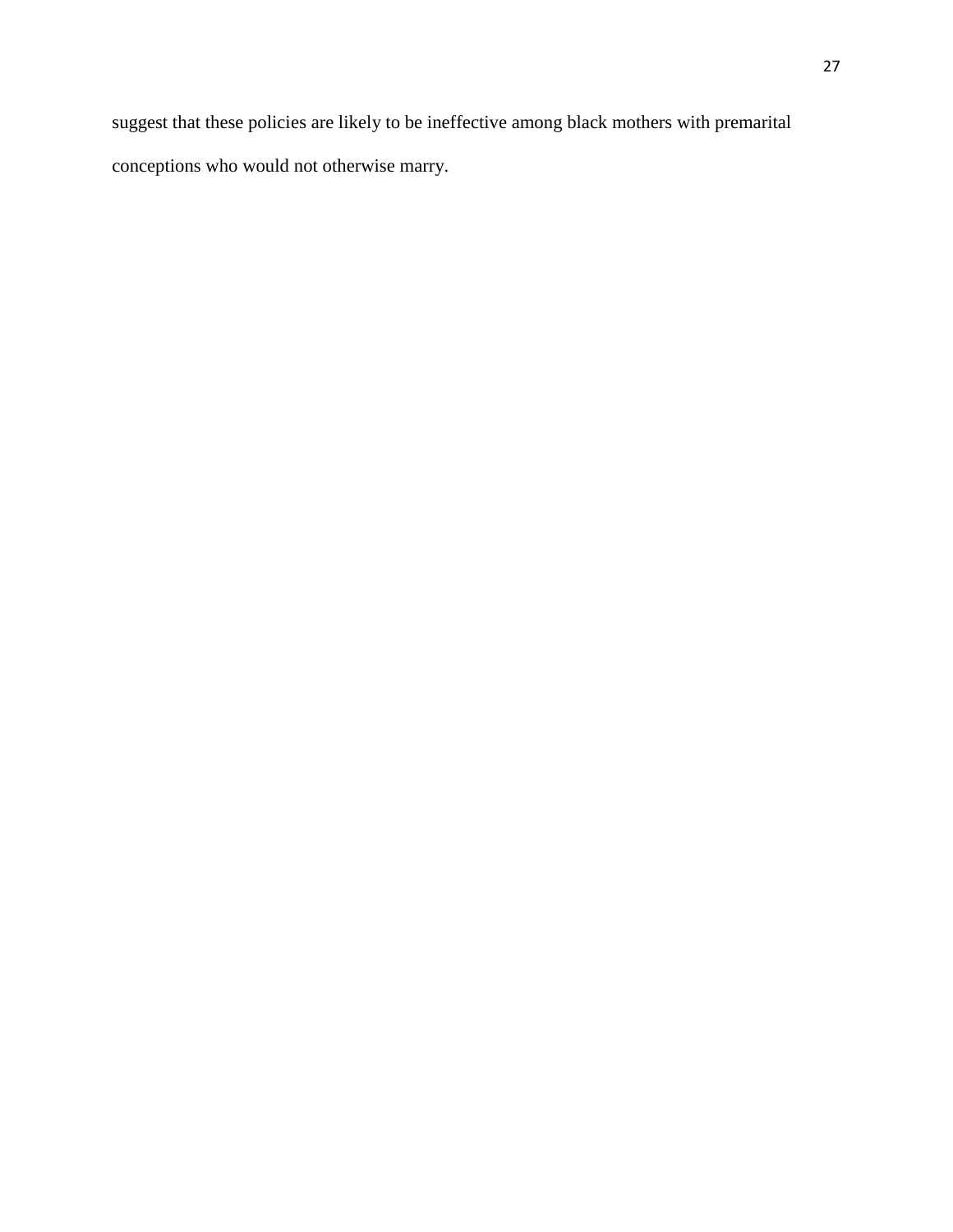suggest that these policies are likely to be ineffective among black mothers with premarital conceptions who would not otherwise marry.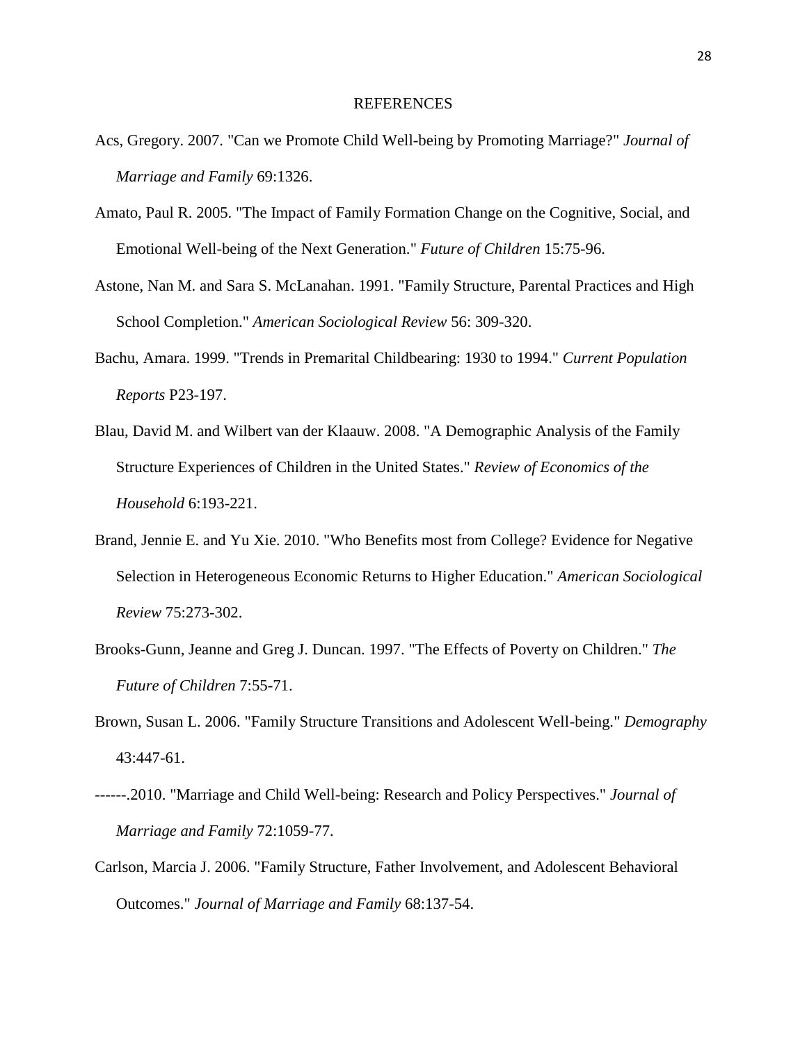# REFERENCES

Acs, Gregory. 2007. "Can we Promote Child Well-being by Promoting Marriage?" *Journal of Marriage and Family* 69:1326.

Amato, Paul R. 2005. "The Impact of Family Formation Change on the Cognitive, Social, and Emotional Well-being of the Next Generation." *Future of Children* 15:75-96.

Astone, Nan M. and Sara S. McLanahan. 1991. "Family Structure, Parental Practices and High School Completion." *American Sociological Review* 56: 309-320.

Bachu, Amara. 1999. "Trends in Premarital Childbearing: 1930 to 1994." *Current Population Reports* P23-197.

Blau, David M. and Wilbert van der Klaauw. 2008. "A Demographic Analysis of the Family Structure Experiences of Children in the United States." *Review of Economics of the Household* 6:193-221.

Brand, Jennie E. and Yu Xie. 2010. "Who Benefits most from College? Evidence for Negative Selection in Heterogeneous Economic Returns to Higher Education." *American Sociological Review* 75:273-302.

Brooks-Gunn, Jeanne and Greg J. Duncan. 1997. "The Effects of Poverty on Children." *The Future of Children* 7:55-71.

Brown, Susan L. 2006. "Family Structure Transitions and Adolescent Well-being." *Demography* 43:447-61.

------.2010. "Marriage and Child Well-being: Research and Policy Perspectives." *Journal of Marriage and Family* 72:1059-77.

Carlson, Marcia J. 2006. "Family Structure, Father Involvement, and Adolescent Behavioral Outcomes." *Journal of Marriage and Family* 68:137-54.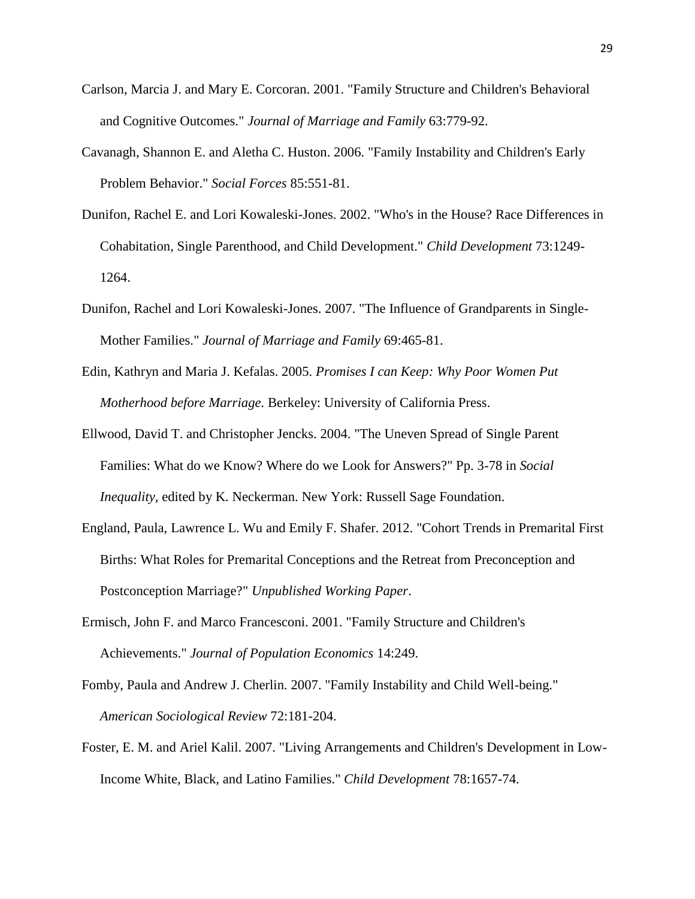Carlson, Marcia J. and Mary E. Corcoran. 2001. "Family Structure and Children's Behavioral and Cognitive Outcomes." *Journal of Marriage and Family* 63:779-92.

Cavanagh, Shannon E. and Aletha C. Huston. 2006. "Family Instability and Children's Early Problem Behavior." *Social Forces* 85:551-81.

Dunifon, Rachel E. and Lori Kowaleski-Jones. 2002. "Who's in the House? Race Differences in Cohabitation, Single Parenthood, and Child Development." *Child Development* 73:1249-1264.

Dunifon, Rachel and Lori Kowaleski-Jones. 2007. "The Influence of Grandparents in Single-Mother Families." *Journal of Marriage and Family* 69:465-81.

Edin, Kathryn and Maria J. Kefalas. 2005. *Promises I can Keep: Why Poor Women Put Motherhood before Marriage.* Berkeley: University of California Press.

Ellwood, David T. and Christopher Jencks. 2004. "The Uneven Spread of Single Parent Families: What do we Know? Where do we Look for Answers?" Pp. 3-78 in *Social Inequality,* edited by K. Neckerman. New York: Russell Sage Foundation.

England, Paula, Lawrence L. Wu and Emily F. Shafer. 2012. "Cohort Trends in Premarital First Births: What Roles for Premarital Conceptions and the Retreat from Preconception and Postconception Marriage?" *Unpublished Working Paper*.

Ermisch, John F. and Marco Francesconi. 2001. "Family Structure and Children's Achievements." *Journal of Population Economics* 14:249.

Fomby, Paula and Andrew J. Cherlin. 2007. "Family Instability and Child Well-being." *American Sociological Review* 72:181-204.

Foster, E. M. and Ariel Kalil. 2007. "Living Arrangements and Children's Development in Low-Income White, Black, and Latino Families." *Child Development* 78:1657-74.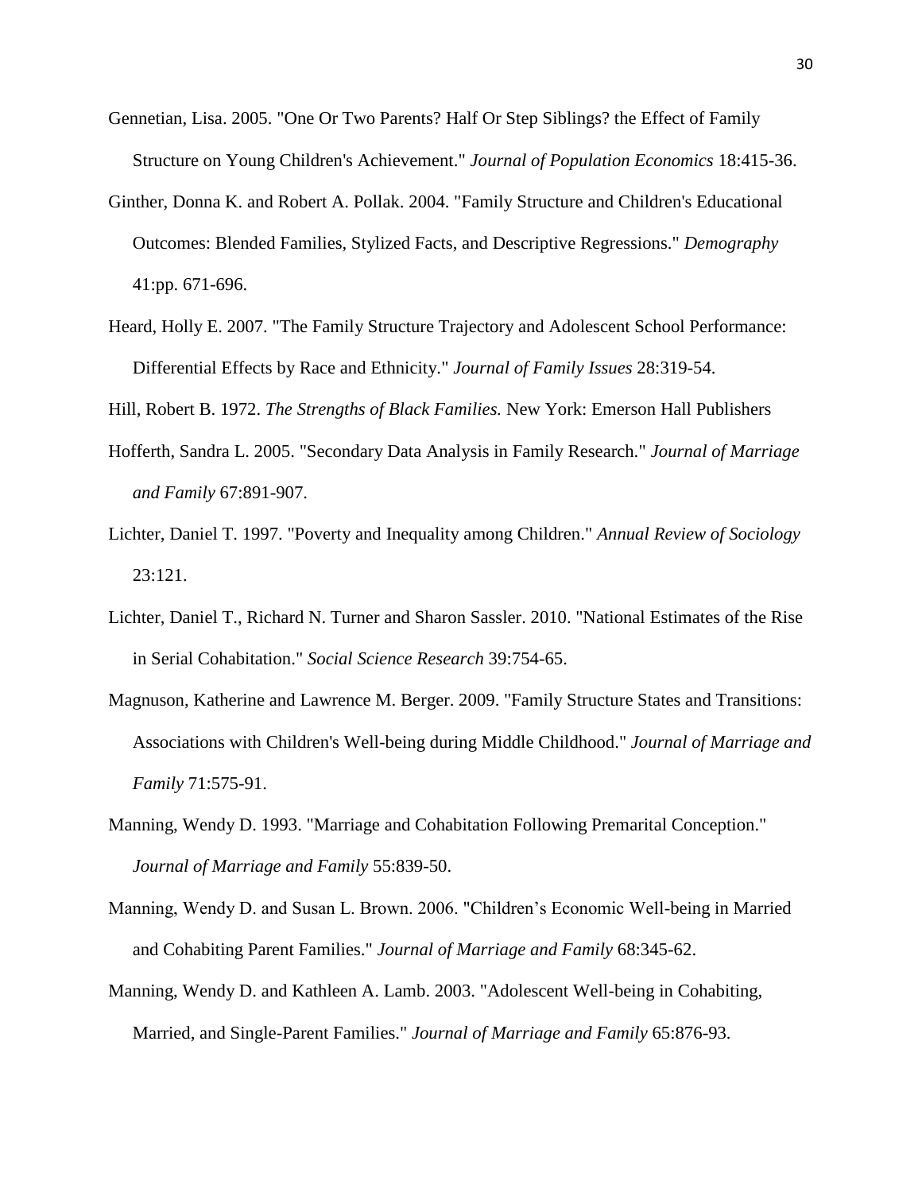Gennetian, Lisa. 2005. "One Or Two Parents? Half Or Step Siblings? the Effect of Family Structure on Young Children's Achievement." *Journal of Population Economics* 18:415-36.

Ginther, Donna K. and Robert A. Pollak. 2004. "Family Structure and Children's Educational Outcomes: Blended Families, Stylized Facts, and Descriptive Regressions." *Demography* 41:pp. 671-696.

Heard, Holly E. 2007. "The Family Structure Trajectory and Adolescent School Performance: Differential Effects by Race and Ethnicity." *Journal of Family Issues* 28:319-54.

Hill, Robert B. 1972. *The Strengths of Black Families.* New York: Emerson Hall Publishers

Hofferth, Sandra L. 2005. "Secondary Data Analysis in Family Research." *Journal of Marriage and Family* 67:891-907.

Lichter, Daniel T. 1997. "Poverty and Inequality among Children." *Annual Review of Sociology* 23:121.

Lichter, Daniel T., Richard N. Turner and Sharon Sassler. 2010. "National Estimates of the Rise in Serial Cohabitation." *Social Science Research* 39:754-65.

Magnuson, Katherine and Lawrence M. Berger. 2009. "Family Structure States and Transitions: Associations with Children's Well-being during Middle Childhood." *Journal of Marriage and Family* 71:575-91.

Manning, Wendy D. 1993. "Marriage and Cohabitation Following Premarital Conception." *Journal of Marriage and Family* 55:839-50.

Manning, Wendy D. and Susan L. Brown. 2006. "Children's Economic Well-being in Married and Cohabiting Parent Families." *Journal of Marriage and Family* 68:345-62.

Manning, Wendy D. and Kathleen A. Lamb. 2003. "Adolescent Well-being in Cohabiting, Married, and Single-Parent Families." *Journal of Marriage and Family* 65:876-93.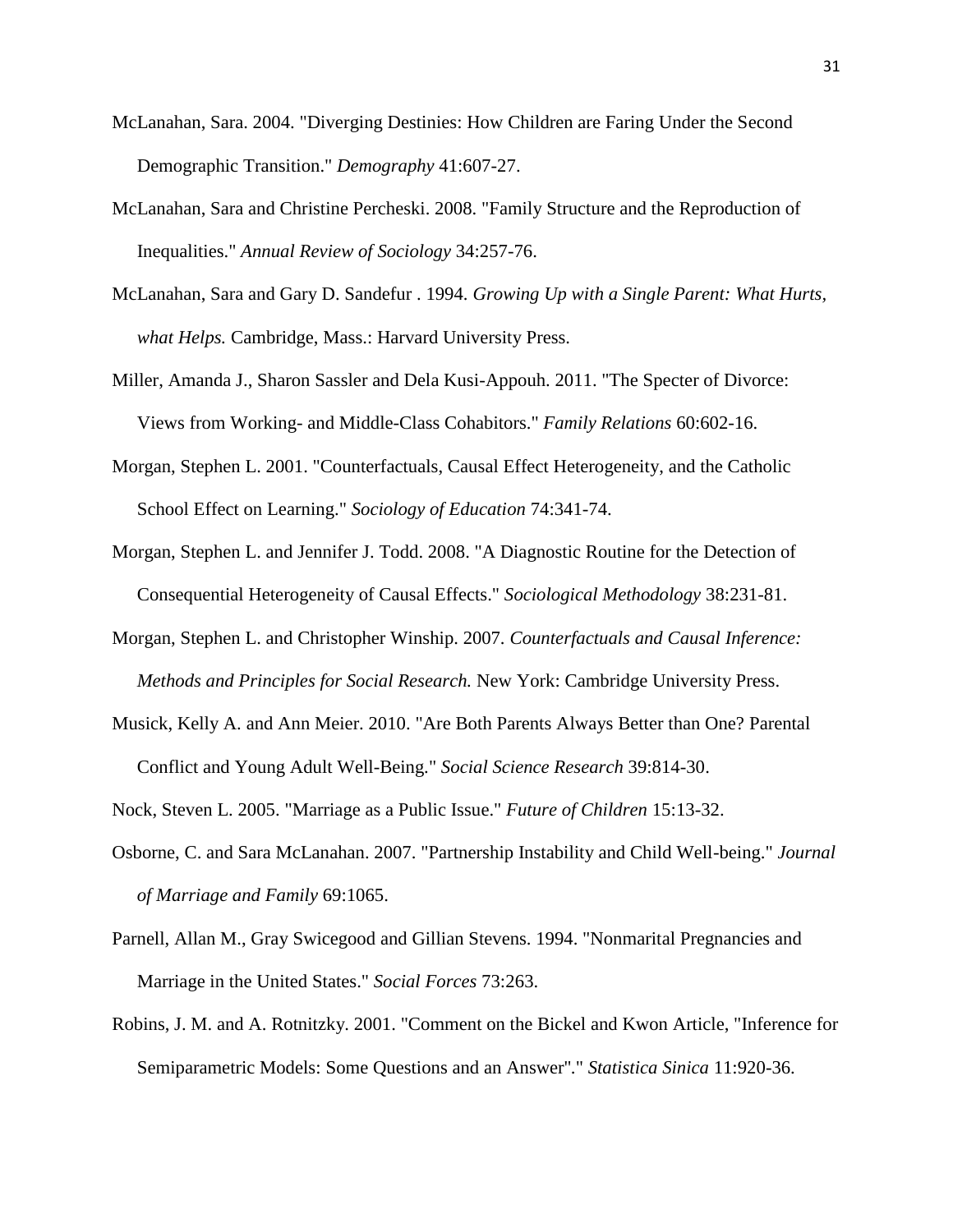McLanahan, Sara. 2004. "Diverging Destinies: How Children are Faring Under the Second Demographic Transition." *Demography* 41:607-27.

McLanahan, Sara and Christine Percheski. 2008. "Family Structure and the Reproduction of Inequalities." *Annual Review of Sociology* 34:257-76.

McLanahan, Sara and Gary D. Sandefur . 1994. *Growing Up with a Single Parent: What Hurts, what Helps.* Cambridge, Mass.: Harvard University Press.

Miller, Amanda J., Sharon Sassler and Dela Kusi-Appouh. 2011. "The Specter of Divorce: Views from Working- and Middle-Class Cohabitors." *Family Relations* 60:602-16.

Morgan, Stephen L. 2001. "Counterfactuals, Causal Effect Heterogeneity, and the Catholic School Effect on Learning." *Sociology of Education* 74:341-74.

Morgan, Stephen L. and Jennifer J. Todd. 2008. "A Diagnostic Routine for the Detection of Consequential Heterogeneity of Causal Effects." *Sociological Methodology* 38:231-81.

Morgan, Stephen L. and Christopher Winship. 2007. *Counterfactuals and Causal Inference: Methods and Principles for Social Research.* New York: Cambridge University Press.

Musick, Kelly A. and Ann Meier. 2010. "Are Both Parents Always Better than One? Parental Conflict and Young Adult Well-Being." *Social Science Research* 39:814-30.

Nock, Steven L. 2005. "Marriage as a Public Issue." *Future of Children* 15:13-32.

Osborne, C. and Sara McLanahan. 2007. "Partnership Instability and Child Well-being." *Journal of Marriage and Family* 69:1065.

Parnell, Allan M., Gray Swicegood and Gillian Stevens. 1994. "Nonmarital Pregnancies and Marriage in the United States." *Social Forces* 73:263.

Robins, J. M. and A. Rotnitzky. 2001. "Comment on the Bickel and Kwon Article, "Inference for Semiparametric Models: Some Questions and an Answer"." *Statistica Sinica* 11:920-36.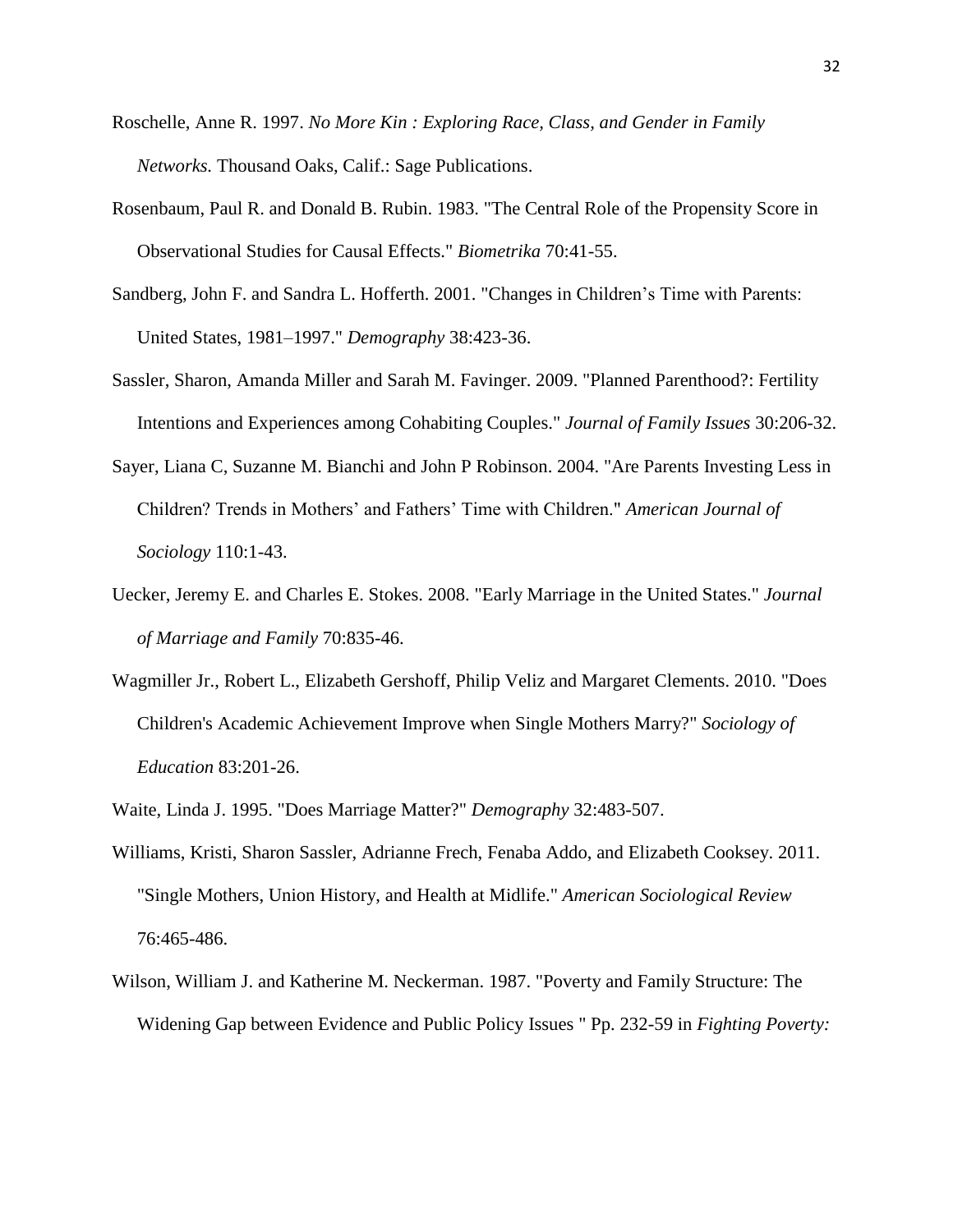Roschelle, Anne R. 1997. *No More Kin : Exploring Race, Class, and Gender in Family Networks.* Thousand Oaks, Calif.: Sage Publications.

Rosenbaum, Paul R. and Donald B. Rubin. 1983. "The Central Role of the Propensity Score in Observational Studies for Causal Effects." *Biometrika* 70:41-55.

Sandberg, John F. and Sandra L. Hofferth. 2001. "Changes in Children's Time with Parents: United States, 1981–1997." *Demography* 38:423-36.

Sassler, Sharon, Amanda Miller and Sarah M. Favinger. 2009. "Planned Parenthood?: Fertility Intentions and Experiences among Cohabiting Couples." *Journal of Family Issues* 30:206-32.

Sayer, Liana C, Suzanne M. Bianchi and John P Robinson. 2004. "Are Parents Investing Less in Children? Trends in Mothers' and Fathers' Time with Children." *American Journal of Sociology* 110:1-43.

Uecker, Jeremy E. and Charles E. Stokes. 2008. "Early Marriage in the United States." *Journal of Marriage and Family* 70:835-46.

Wagmiller Jr., Robert L., Elizabeth Gershoff, Philip Veliz and Margaret Clements. 2010. "Does Children's Academic Achievement Improve when Single Mothers Marry?" *Sociology of Education* 83:201-26.

Waite, Linda J. 1995. "Does Marriage Matter?" *Demography* 32:483-507.

Williams, Kristi, Sharon Sassler, Adrianne Frech, Fenaba Addo, and Elizabeth Cooksey. 2011. "Single Mothers, Union History, and Health at Midlife." *American Sociological Review* 76:465-486.

Wilson, William J. and Katherine M. Neckerman. 1987. "Poverty and Family Structure: The Widening Gap between Evidence and Public Policy Issues " Pp. 232-59 in *Fighting Poverty:*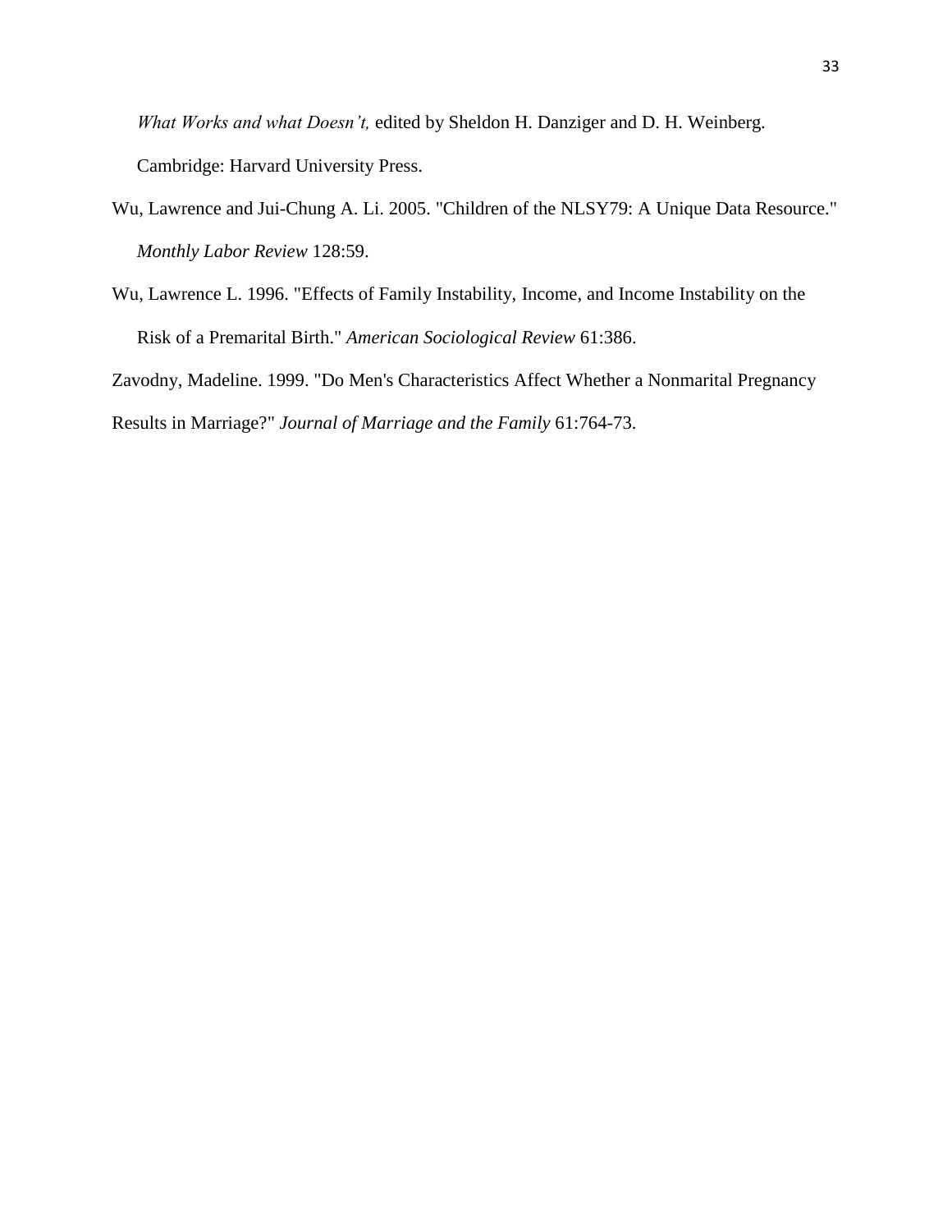*What Works and what Doesn't,* edited by Sheldon H. Danziger and D. H. Weinberg. Cambridge: Harvard University Press.

Wu, Lawrence and Jui-Chung A. Li. 2005. "Children of the NLSY79: A Unique Data Resource." *Monthly Labor Review* 128:59.

Wu, Lawrence L. 1996. "Effects of Family Instability, Income, and Income Instability on the Risk of a Premarital Birth." *American Sociological Review* 61:386.

Zavodny, Madeline. 1999. "Do Men's Characteristics Affect Whether a Nonmarital Pregnancy Results in Marriage?" *Journal of Marriage and the Family* 61:764-73.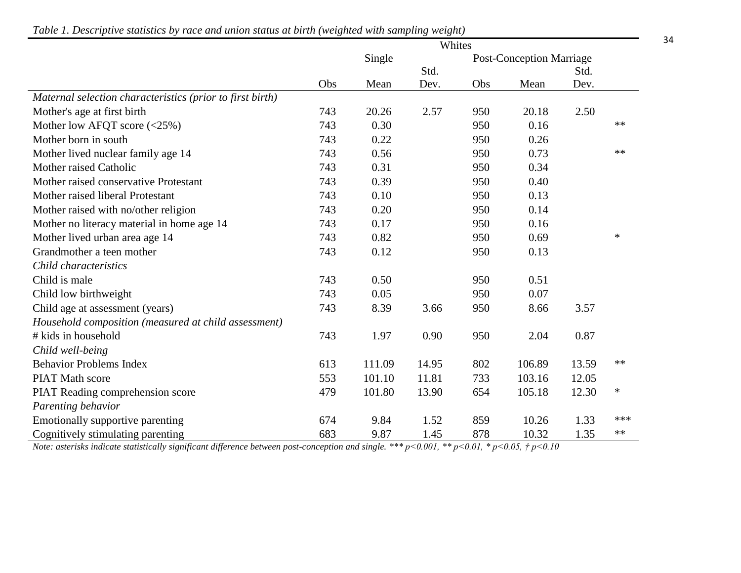*Table 1. Descriptive statistics by race and union status at birth (weighted with sampling weight)*

| | Whites | | | | | | |
|---|---|---|---|---|---|---|---|
| | Single | | | Post-Conception Marriage | | | |
| | Obs | Mean | Std. Dev. | Obs | Mean | Std. Dev. | |
| *Maternal selection characteristics (prior to first birth)* | | | | | | | |
| Mother's age at first birth | 743 | 20.26 | 2.57 | 950 | 20.18 | 2.50 | |
| Mother low AFQT score (<25%) | 743 | 0.30 | | 950 | 0.16 | | ** |
| Mother born in south | 743 | 0.22 | | 950 | 0.26 | | |
| Mother lived nuclear family age 14 | 743 | 0.56 | | 950 | 0.73 | | ** |
| Mother raised Catholic | 743 | 0.31 | | 950 | 0.34 | | |
| Mother raised conservative Protestant | 743 | 0.39 | | 950 | 0.40 | | |
| Mother raised liberal Protestant | 743 | 0.10 | | 950 | 0.13 | | |
| Mother raised with no/other religion | 743 | 0.20 | | 950 | 0.14 | | |
| Mother no literacy material in home age 14 | 743 | 0.17 | | 950 | 0.16 | | |
| Mother lived urban area age 14 | 743 | 0.82 | | 950 | 0.69 | | * |
| Grandmother a teen mother | 743 | 0.12 | | 950 | 0.13 | | |
| *Child characteristics* | | | | | | | |
| Child is male | 743 | 0.50 | | 950 | 0.51 | | |
| Child low birthweight | 743 | 0.05 | | 950 | 0.07 | | |
| Child age at assessment (years) | 743 | 8.39 | 3.66 | 950 | 8.66 | 3.57 | |
| *Household composition (measured at child assessment)* | | | | | | | |
| # kids in household | 743 | 1.97 | 0.90 | 950 | 2.04 | 0.87 | |
| *Child well-being* | | | | | | | |
| Behavior Problems Index | 613 | 111.09 | 14.95 | 802 | 106.89 | 13.59 | ** |
| PIAT Math score | 553 | 101.10 | 11.81 | 733 | 103.16 | 12.05 | |
| PIAT Reading comprehension score | 479 | 101.80 | 13.90 | 654 | 105.18 | 12.30 | * |
| *Parenting behavior* | | | | | | | |
| Emotionally supportive parenting | 674 | 9.84 | 1.52 | 859 | 10.26 | 1.33 | *** |
| Cognitively stimulating parenting | 683 | 9.87 | 1.45 | 878 | 10.32 | 1.35 | ** |

*Note: asterisks indicate statistically significant difference between post-conception and single. *** $p<0.001$, ** $p<0.01$, * $p<0.05$, † $p<0.10$*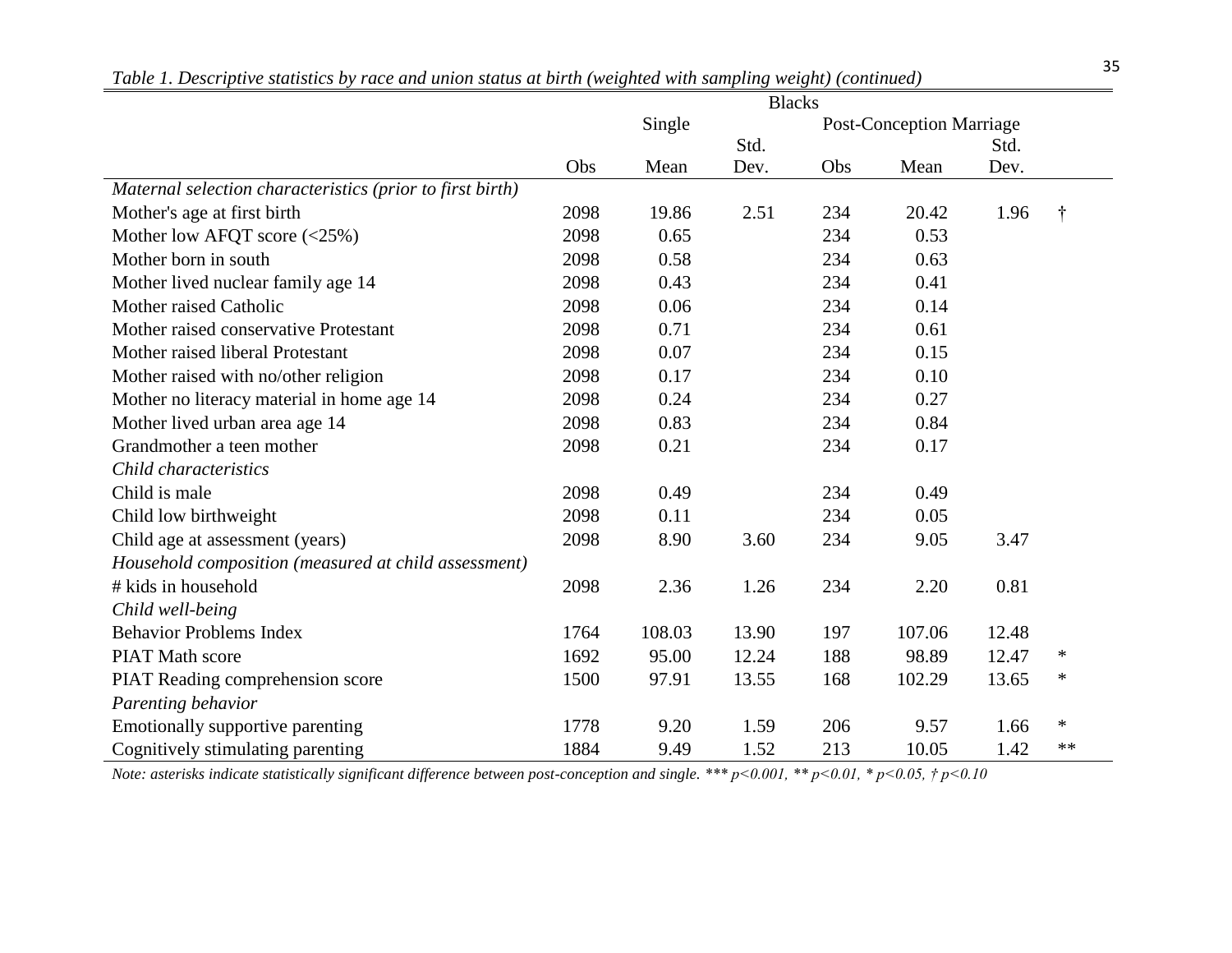*Table 1. Descriptive statistics by race and union status at birth (weighted with sampling weight) (continued)*

| | Blacks | | | | | | |
|---|---|---|---|---|---|---|---|
| | Single | | | Post-Conception Marriage | | | |
| | Obs | Mean | Std. Dev. | Obs | Mean | Std. Dev. | |
| *Maternal selection characteristics (prior to first birth)* | | | | | | | |
| Mother's age at first birth | 2098 | 19.86 | 2.51 | 234 | 20.42 | 1.96 | † |
| Mother low AFQT score (<25%) | 2098 | 0.65 | | 234 | 0.53 | | |
| Mother born in south | 2098 | 0.58 | | 234 | 0.63 | | |
| Mother lived nuclear family age 14 | 2098 | 0.43 | | 234 | 0.41 | | |
| Mother raised Catholic | 2098 | 0.06 | | 234 | 0.14 | | |
| Mother raised conservative Protestant | 2098 | 0.71 | | 234 | 0.61 | | |
| Mother raised liberal Protestant | 2098 | 0.07 | | 234 | 0.15 | | |
| Mother raised with no/other religion | 2098 | 0.17 | | 234 | 0.10 | | |
| Mother no literacy material in home age 14 | 2098 | 0.24 | | 234 | 0.27 | | |
| Mother lived urban area age 14 | 2098 | 0.83 | | 234 | 0.84 | | |
| Grandmother a teen mother | 2098 | 0.21 | | 234 | 0.17 | | |
| *Child characteristics* | | | | | | | |
| Child is male | 2098 | 0.49 | | 234 | 0.49 | | |
| Child low birthweight | 2098 | 0.11 | | 234 | 0.05 | | |
| Child age at assessment (years) | 2098 | 8.90 | 3.60 | 234 | 9.05 | 3.47 | |
| *Household composition (measured at child assessment)* | | | | | | | |
| # kids in household | 2098 | 2.36 | 1.26 | 234 | 2.20 | 0.81 | |
| *Child well-being* | | | | | | | |
| Behavior Problems Index | 1764 | 108.03 | 13.90 | 197 | 107.06 | 12.48 | |
| PIAT Math score | 1692 | 95.00 | 12.24 | 188 | 98.89 | 12.47 | * |
| PIAT Reading comprehension score | 1500 | 97.91 | 13.55 | 168 | 102.29 | 13.65 | * |
| *Parenting behavior* | | | | | | | |
| Emotionally supportive parenting | 1778 | 9.20 | 1.59 | 206 | 9.57 | 1.66 | * |
| Cognitively stimulating parenting | 1884 | 9.49 | 1.52 | 213 | 10.05 | 1.42 | ** |

*Note: asterisks indicate statistically significant difference between post-conception and single. *** p<0.001, ** p<0.01, * p<0.05, † p<0.10*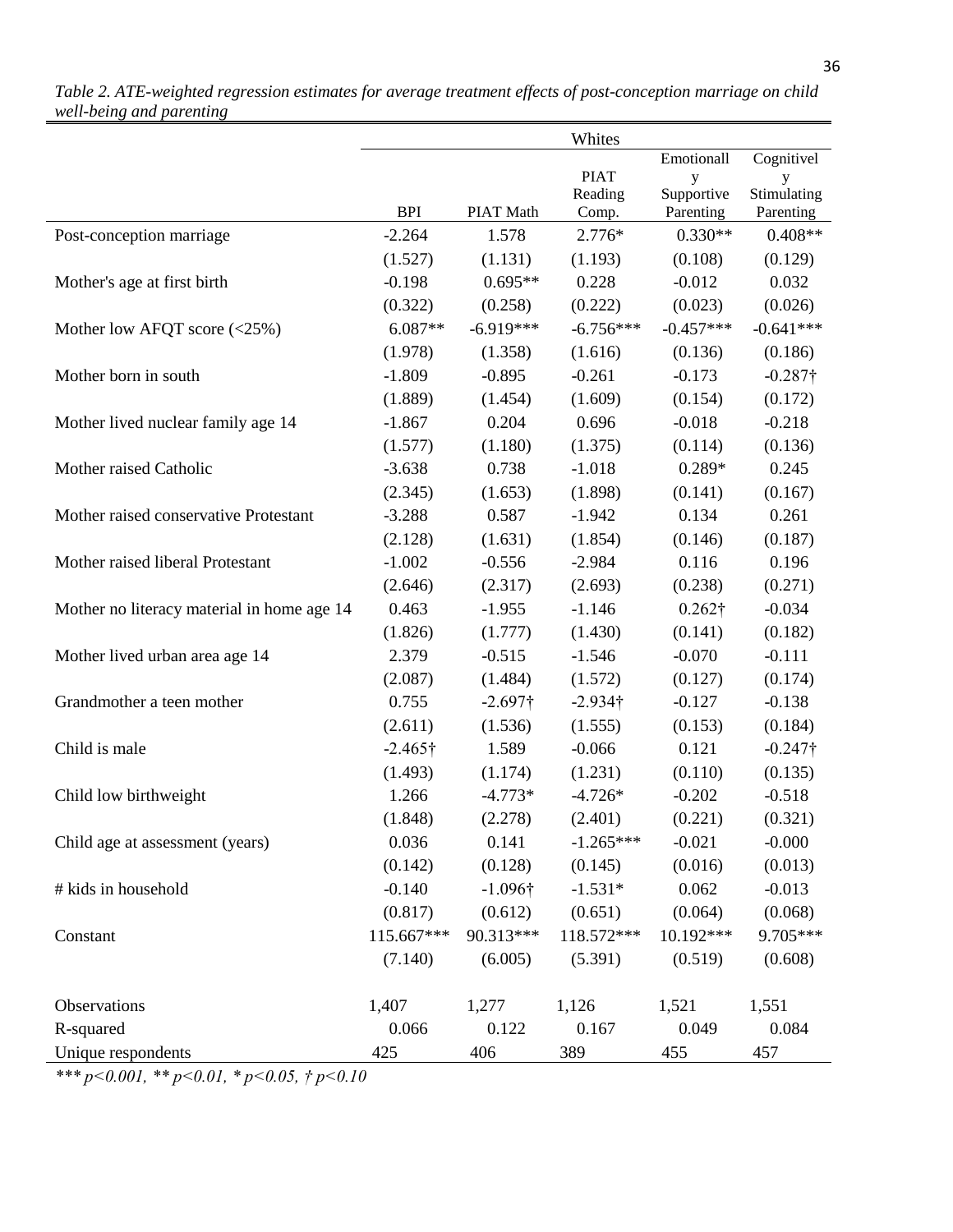*Table 2. ATE-weighted regression estimates for average treatment effects of post-conception marriage on child well-being and parenting*

| | Whites | | | | |
|---|---|---|---|---|---|
| | BPI | PIAT Math | PIAT Reading Comp. | Emotionally Supportive Parenting | Cognitively Stimulating Parenting |
| Post-conception marriage | -2.264 | 1.578 | 2.776* | 0.330** | 0.408** |
| | (1.527) | (1.131) | (1.193) | (0.108) | (0.129) |
| Mother's age at first birth | -0.198 | 0.695** | 0.228 | -0.012 | 0.032 |
| | (0.322) | (0.258) | (0.222) | (0.023) | (0.026) |
| Mother low AFQT score (<25%) | 6.087** | -6.919*** | -6.756*** | -0.457*** | -0.641*** |
| | (1.978) | (1.358) | (1.616) | (0.136) | (0.186) |
| Mother born in south | -1.809 | -0.895 | -0.261 | -0.173 | -0.287† |
| | (1.889) | (1.454) | (1.609) | (0.154) | (0.172) |
| Mother lived nuclear family age 14 | -1.867 | 0.204 | 0.696 | -0.018 | -0.218 |
| | (1.577) | (1.180) | (1.375) | (0.114) | (0.136) |
| Mother raised Catholic | -3.638 | 0.738 | -1.018 | 0.289* | 0.245 |
| | (2.345) | (1.653) | (1.898) | (0.141) | (0.167) |
| Mother raised conservative Protestant | -3.288 | 0.587 | -1.942 | 0.134 | 0.261 |
| | (2.128) | (1.631) | (1.854) | (0.146) | (0.187) |
| Mother raised liberal Protestant | -1.002 | -0.556 | -2.984 | 0.116 | 0.196 |
| | (2.646) | (2.317) | (2.693) | (0.238) | (0.271) |
| Mother no literacy material in home age 14 | 0.463 | -1.955 | -1.146 | 0.262† | -0.034 |
| | (1.826) | (1.777) | (1.430) | (0.141) | (0.182) |
| Mother lived urban area age 14 | 2.379 | -0.515 | -1.546 | -0.070 | -0.111 |
| | (2.087) | (1.484) | (1.572) | (0.127) | (0.174) |
| Grandmother a teen mother | 0.755 | -2.697† | -2.934† | -0.127 | -0.138 |
| | (2.611) | (1.536) | (1.555) | (0.153) | (0.184) |
| Child is male | -2.465† | 1.589 | -0.066 | 0.121 | -0.247† |
| | (1.493) | (1.174) | (1.231) | (0.110) | (0.135) |
| Child low birthweight | 1.266 | -4.773* | -4.726* | -0.202 | -0.518 |
| | (1.848) | (2.278) | (2.401) | (0.221) | (0.321) |
| Child age at assessment (years) | 0.036 | 0.141 | -1.265*** | -0.021 | -0.000 |
| | (0.142) | (0.128) | (0.145) | (0.016) | (0.013) |
| # kids in household | -0.140 | -1.096† | -1.531* | 0.062 | -0.013 |
| | (0.817) | (0.612) | (0.651) | (0.064) | (0.068) |
| Constant | 115.667*** | 90.313*** | 118.572*** | 10.192*** | 9.705*** |
| | (7.140) | (6.005) | (5.391) | (0.519) | (0.608) |
| Observations | 1,407 | 1,277 | 1,126 | 1,521 | 1,551 |
| R-squared | 0.066 | 0.122 | 0.167 | 0.049 | 0.084 |
| Unique respondents | 425 | 406 | 389 | 455 | 457 |

*\*\*\* p<0.001, \*\* p<0.01, \* p<0.05, † p<0.10*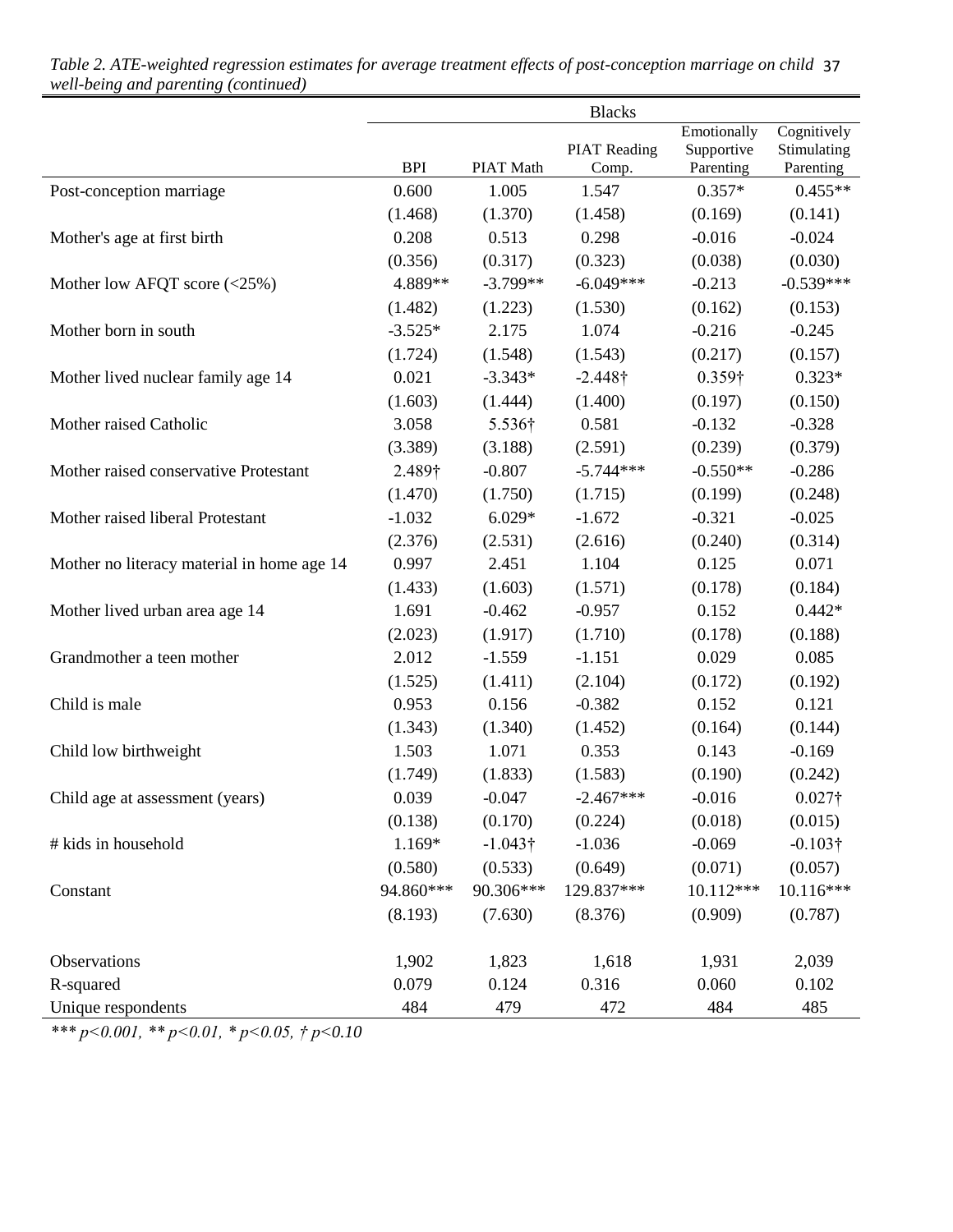*Table 2. ATE-weighted regression estimates for average treatment effects of post-conception marriage on child well-being and parenting (continued)*

| | Blacks | | | | |
|---|---|---|---|---|---|
| | BPI | PIAT Math | PIAT Reading Comp. | Emotionally Supportive Parenting | Cognitively Stimulating Parenting |
| Post-conception marriage | 0.600 | 1.005 | 1.547 | 0.357* | 0.455** |
| | (1.468) | (1.370) | (1.458) | (0.169) | (0.141) |
| Mother's age at first birth | 0.208 | 0.513 | 0.298 | -0.016 | -0.024 |
| | (0.356) | (0.317) | (0.323) | (0.038) | (0.030) |
| Mother low AFQT score (<25%) | 4.889** | -3.799** | -6.049*** | -0.213 | -0.539*** |
| | (1.482) | (1.223) | (1.530) | (0.162) | (0.153) |
| Mother born in south | -3.525* | 2.175 | 1.074 | -0.216 | -0.245 |
| | (1.724) | (1.548) | (1.543) | (0.217) | (0.157) |
| Mother lived nuclear family age 14 | 0.021 | -3.343* | -2.448† | 0.359† | 0.323* |
| | (1.603) | (1.444) | (1.400) | (0.197) | (0.150) |
| Mother raised Catholic | 3.058 | 5.536† | 0.581 | -0.132 | -0.328 |
| | (3.389) | (3.188) | (2.591) | (0.239) | (0.379) |
| Mother raised conservative Protestant | 2.489† | -0.807 | -5.744*** | -0.550** | -0.286 |
| | (1.470) | (1.750) | (1.715) | (0.199) | (0.248) |
| Mother raised liberal Protestant | -1.032 | 6.029* | -1.672 | -0.321 | -0.025 |
| | (2.376) | (2.531) | (2.616) | (0.240) | (0.314) |
| Mother no literacy material in home age 14 | 0.997 | 2.451 | 1.104 | 0.125 | 0.071 |
| | (1.433) | (1.603) | (1.571) | (0.178) | (0.184) |
| Mother lived urban area age 14 | 1.691 | -0.462 | -0.957 | 0.152 | 0.442* |
| | (2.023) | (1.917) | (1.710) | (0.178) | (0.188) |
| Grandmother a teen mother | 2.012 | -1.559 | -1.151 | 0.029 | 0.085 |
| | (1.525) | (1.411) | (2.104) | (0.172) | (0.192) |
| Child is male | 0.953 | 0.156 | -0.382 | 0.152 | 0.121 |
| | (1.343) | (1.340) | (1.452) | (0.164) | (0.144) |
| Child low birthweight | 1.503 | 1.071 | 0.353 | 0.143 | -0.169 |
| | (1.749) | (1.833) | (1.583) | (0.190) | (0.242) |
| Child age at assessment (years) | 0.039 | -0.047 | -2.467*** | -0.016 | 0.027† |
| | (0.138) | (0.170) | (0.224) | (0.018) | (0.015) |
| # kids in household | 1.169* | -1.043† | -1.036 | -0.069 | -0.103† |
| | (0.580) | (0.533) | (0.649) | (0.071) | (0.057) |
| Constant | 94.860*** | 90.306*** | 129.837*** | 10.112*** | 10.116*** |
| | (8.193) | (7.630) | (8.376) | (0.909) | (0.787) |
| Observations | 1,902 | 1,823 | 1,618 | 1,931 | 2,039 |
| R-squared | 0.079 | 0.124 | 0.316 | 0.060 | 0.102 |
| Unique respondents | 484 | 479 | 472 | 484 | 485 |

*\*\*\* p<0.001, \*\* p<0.01, \* p<0.05, † p<0.10*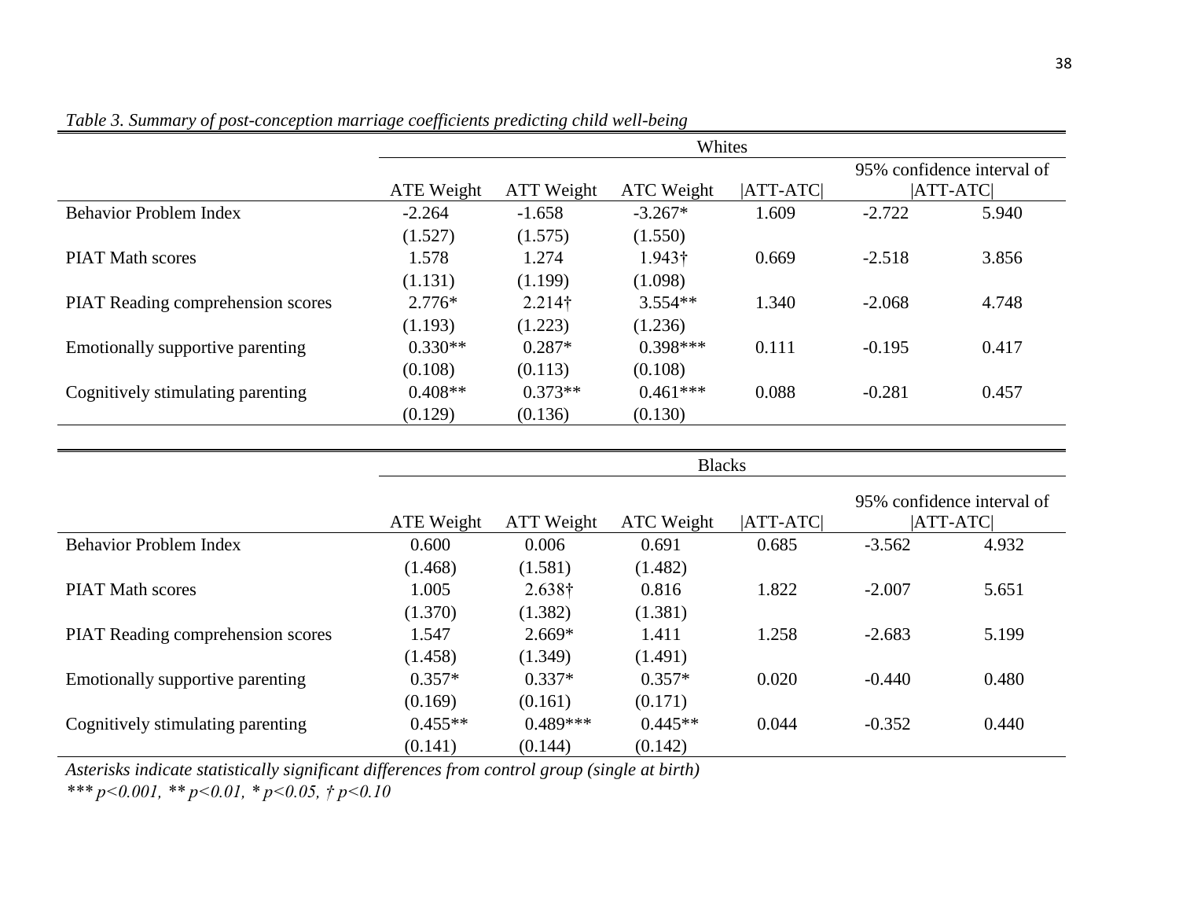*Table 3. Summary of post-conception marriage coefficients predicting child well-being*

| | Whites | | | | | |
|---|---|---|---|---|---|---|
| | ATE Weight | ATT Weight | ATC Weight | \|ATT-ATC\| | 95% confidence interval of \|ATT-ATC\| | |
| Behavior Problem Index | -2.264 | -1.658 | -3.267* | 1.609 | -2.722 | 5.940 |
| | (1.527) | (1.575) | (1.550) | | | |
| PIAT Math scores | 1.578 | 1.274 | 1.943† | 0.669 | -2.518 | 3.856 |
| | (1.131) | (1.199) | (1.098) | | | |
| PIAT Reading comprehension scores | 2.776* | 2.214† | 3.554** | 1.340 | -2.068 | 4.748 |
| | (1.193) | (1.223) | (1.236) | | | |
| Emotionally supportive parenting | 0.330** | 0.287* | 0.398*** | 0.111 | -0.195 | 0.417 |
| | (0.108) | (0.113) | (0.108) | | | |
| Cognitively stimulating parenting | 0.408** | 0.373** | 0.461*** | 0.088 | -0.281 | 0.457 |
| | (0.129) | (0.136) | (0.130) | | | |

| | Blacks | | | | | |
|---|---|---|---|---|---|---|
| | ATE Weight | ATT Weight | ATC Weight | \|ATT-ATC\| | 95% confidence interval of \|ATT-ATC\| | |
| Behavior Problem Index | 0.600 | 0.006 | 0.691 | 0.685 | -3.562 | 4.932 |
| | (1.468) | (1.581) | (1.482) | | | |
| PIAT Math scores | 1.005 | 2.638† | 0.816 | 1.822 | -2.007 | 5.651 |
| | (1.370) | (1.382) | (1.381) | | | |
| PIAT Reading comprehension scores | 1.547 | 2.669* | 1.411 | 1.258 | -2.683 | 5.199 |
| | (1.458) | (1.349) | (1.491) | | | |
| Emotionally supportive parenting | 0.357* | 0.337* | 0.357* | 0.020 | -0.440 | 0.480 |
| | (0.169) | (0.161) | (0.171) | | | |
| Cognitively stimulating parenting | 0.455** | 0.489*** | 0.445** | 0.044 | -0.352 | 0.440 |
| | (0.141) | (0.144) | (0.142) | | | |

*Asterisks indicate statistically significant differences from control group (single at birth)*

*\*\*\* $p<0.001$, \*\* $p<0.01$, \* $p<0.05$, † $p<0.10$*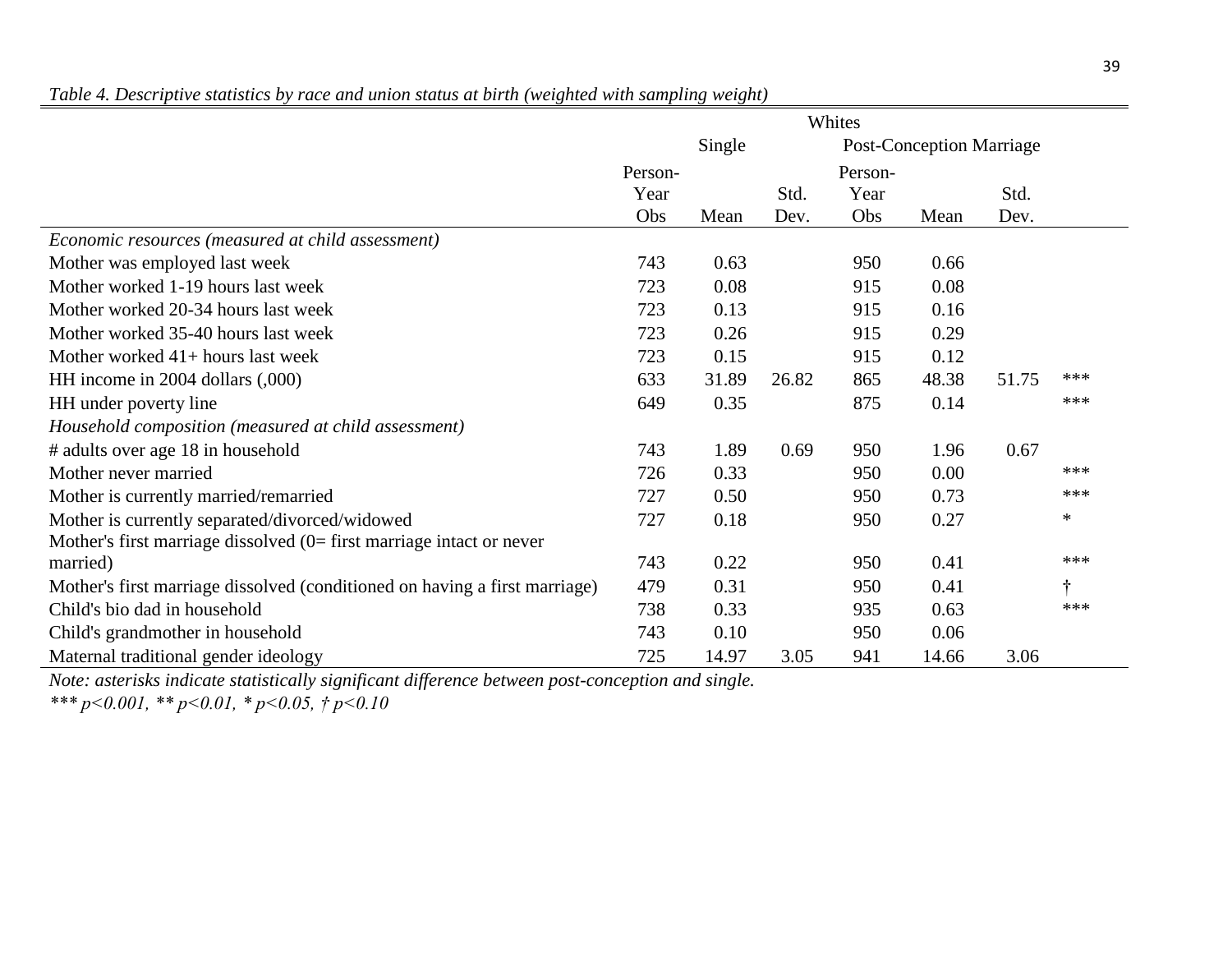*Table 4. Descriptive statistics by race and union status at birth (weighted with sampling weight)*

| | Whites | | | | | | |
|---|---|---|---|---|---|---|---|
| | Single | | | Post-Conception Marriage | | | |
| | Person-Year Obs | Mean | Std. Dev. | Person-Year Obs | Mean | Std. Dev. | |
| *Economic resources (measured at child assessment)* | | | | | | | |
| Mother was employed last week | 743 | 0.63 | | 950 | 0.66 | | |
| Mother worked 1-19 hours last week | 723 | 0.08 | | 915 | 0.08 | | |
| Mother worked 20-34 hours last week | 723 | 0.13 | | 915 | 0.16 | | |
| Mother worked 35-40 hours last week | 723 | 0.26 | | 915 | 0.29 | | |
| Mother worked 41+ hours last week | 723 | 0.15 | | 915 | 0.12 | | |
| HH income in 2004 dollars (,000) | 633 | 31.89 | 26.82 | 865 | 48.38 | 51.75 | *** |
| HH under poverty line | 649 | 0.35 | | 875 | 0.14 | | *** |
| *Household composition (measured at child assessment)* | | | | | | | |
| # adults over age 18 in household | 743 | 1.89 | 0.69 | 950 | 1.96 | 0.67 | |
| Mother never married | 726 | 0.33 | | 950 | 0.00 | | *** |
| Mother is currently married/remarried | 727 | 0.50 | | 950 | 0.73 | | *** |
| Mother is currently separated/divorced/widowed | 727 | 0.18 | | 950 | 0.27 | | * |
| Mother's first marriage dissolved (0= first marriage intact or never married) | 743 | 0.22 | | 950 | 0.41 | | *** |
| Mother's first marriage dissolved (conditioned on having a first marriage) | 479 | 0.31 | | 950 | 0.41 | | † |
| Child's bio dad in household | 738 | 0.33 | | 935 | 0.63 | | *** |
| Child's grandmother in household | 743 | 0.10 | | 950 | 0.06 | | |
| Maternal traditional gender ideology | 725 | 14.97 | 3.05 | 941 | 14.66 | 3.06 | |

*Note: asterisks indicate statistically significant difference between post-conception and single.*

*\*\*\* $p<0.001$, \*\* $p<0.01$, \* $p<0.05$, † $p<0.10$*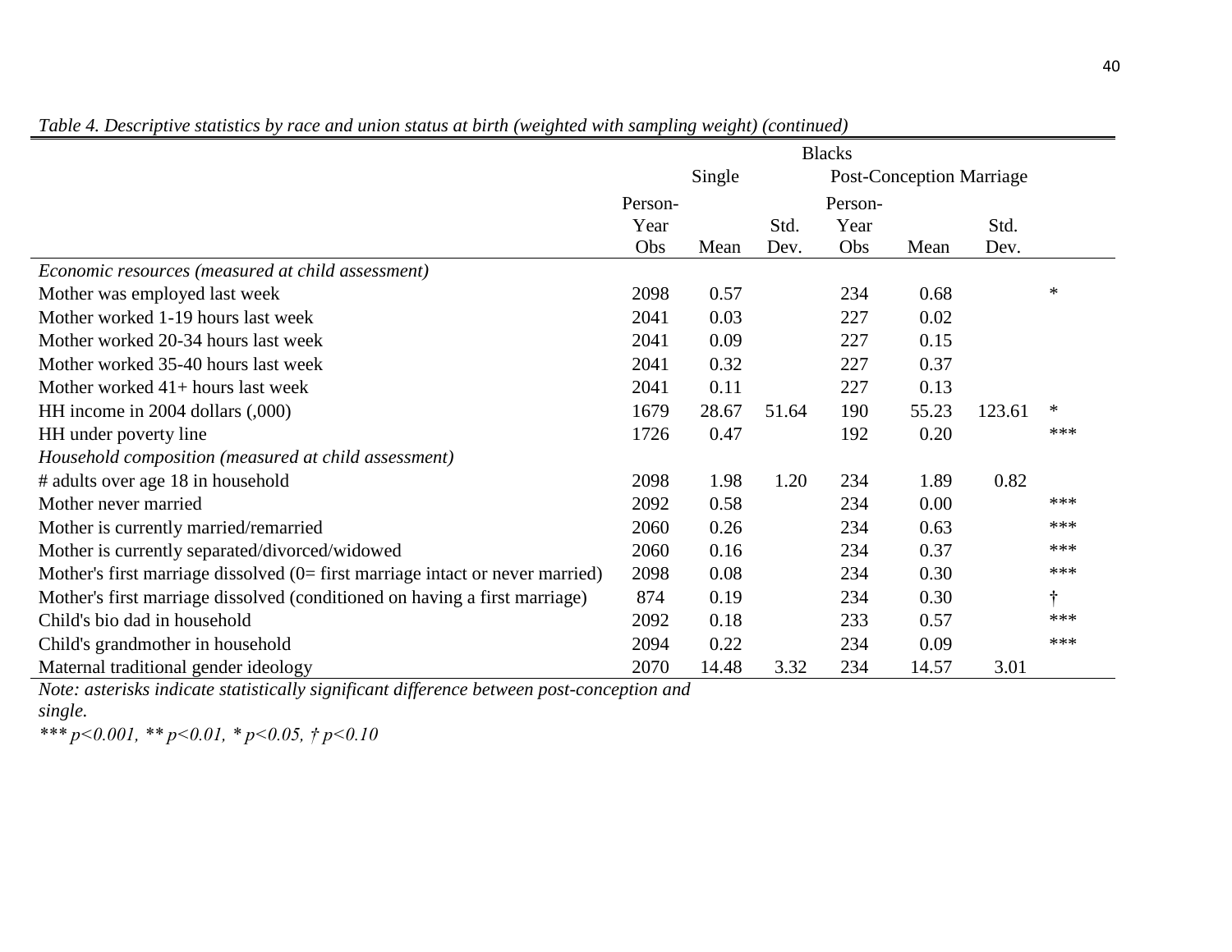*Table 4. Descriptive statistics by race and union status at birth (weighted with sampling weight) (continued)*

| | Blacks | | | | | | |
|---|---|---|---|---|---|---|---|
| | Single | | | Post-Conception Marriage | | | |
| | Person-Year Obs | Mean | Std. Dev. | Person-Year Obs | Mean | Std. Dev. | |
| *Economic resources (measured at child assessment)* | | | | | | | |
| Mother was employed last week | 2098 | 0.57 | | 234 | 0.68 | | * |
| Mother worked 1-19 hours last week | 2041 | 0.03 | | 227 | 0.02 | | |
| Mother worked 20-34 hours last week | 2041 | 0.09 | | 227 | 0.15 | | |
| Mother worked 35-40 hours last week | 2041 | 0.32 | | 227 | 0.37 | | |
| Mother worked 41+ hours last week | 2041 | 0.11 | | 227 | 0.13 | | |
| HH income in 2004 dollars (,000) | 1679 | 28.67 | 51.64 | 190 | 55.23 | 123.61 | * |
| HH under poverty line | 1726 | 0.47 | | 192 | 0.20 | | *** |
| *Household composition (measured at child assessment)* | | | | | | | |
| # adults over age 18 in household | 2098 | 1.98 | 1.20 | 234 | 1.89 | 0.82 | |
| Mother never married | 2092 | 0.58 | | 234 | 0.00 | | *** |
| Mother is currently married/remarried | 2060 | 0.26 | | 234 | 0.63 | | *** |
| Mother is currently separated/divorced/widowed | 2060 | 0.16 | | 234 | 0.37 | | *** |
| Mother's first marriage dissolved (0= first marriage intact or never married) | 2098 | 0.08 | | 234 | 0.30 | | *** |
| Mother's first marriage dissolved (conditioned on having a first marriage) | 874 | 0.19 | | 234 | 0.30 | | † |
| Child's bio dad in household | 2092 | 0.18 | | 233 | 0.57 | | *** |
| Child's grandmother in household | 2094 | 0.22 | | 234 | 0.09 | | *** |
| Maternal traditional gender ideology | 2070 | 14.48 | 3.32 | 234 | 14.57 | 3.01 | |

*Note: asterisks indicate statistically significant difference between post-conception and single.*

*\*\*\* p<0.001, \*\* p<0.01, \* p<0.05, † p<0.10*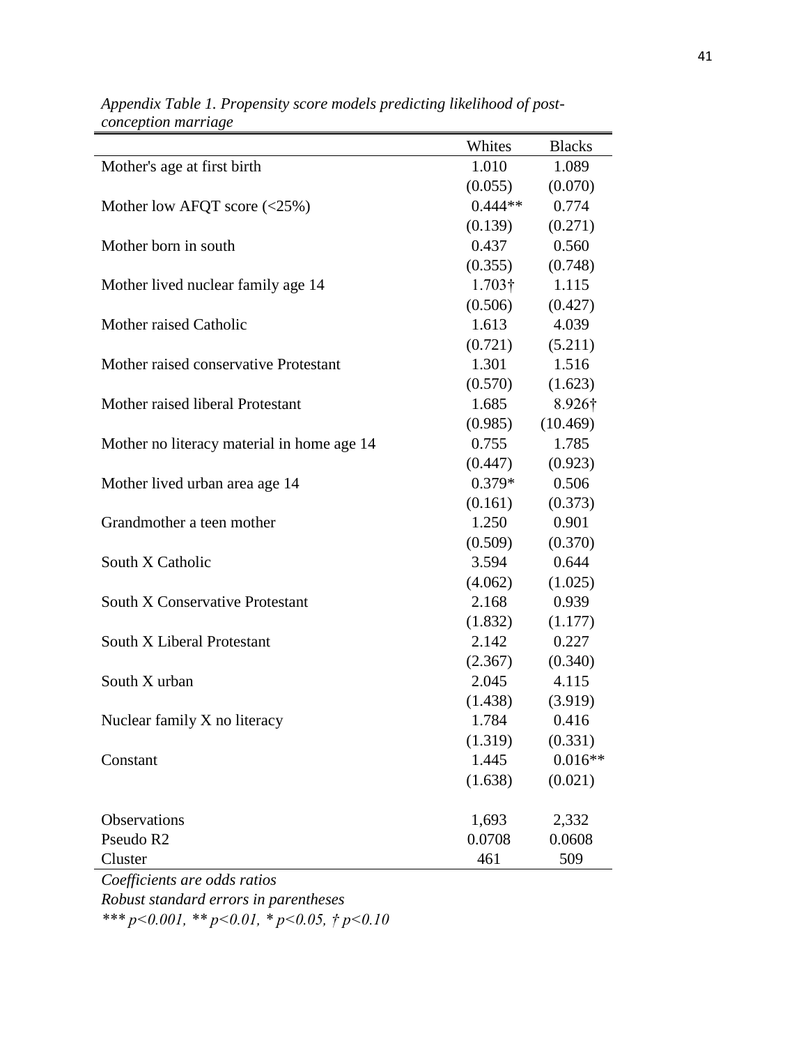*Appendix Table 1. Propensity score models predicting likelihood of post-conception marriage*

| | Whites | Blacks |
|---|---|---|
| Mother's age at first birth | 1.010 | 1.089 |
| | (0.055) | (0.070) |
| Mother low AFQT score (<25%) | 0.444** | 0.774 |
| | (0.139) | (0.271) |
| Mother born in south | 0.437 | 0.560 |
| | (0.355) | (0.748) |
| Mother lived nuclear family age 14 | 1.703† | 1.115 |
| | (0.506) | (0.427) |
| Mother raised Catholic | 1.613 | 4.039 |
| | (0.721) | (5.211) |
| Mother raised conservative Protestant | 1.301 | 1.516 |
| | (0.570) | (1.623) |
| Mother raised liberal Protestant | 1.685 | 8.926† |
| | (0.985) | (10.469) |
| Mother no literacy material in home age 14 | 0.755 | 1.785 |
| | (0.447) | (0.923) |
| Mother lived urban area age 14 | 0.379* | 0.506 |
| | (0.161) | (0.373) |
| Grandmother a teen mother | 1.250 | 0.901 |
| | (0.509) | (0.370) |
| South X Catholic | 3.594 | 0.644 |
| | (4.062) | (1.025) |
| South X Conservative Protestant | 2.168 | 0.939 |
| | (1.832) | (1.177) |
| South X Liberal Protestant | 2.142 | 0.227 |
| | (2.367) | (0.340) |
| South X urban | 2.045 | 4.115 |
| | (1.438) | (3.919) |
| Nuclear family X no literacy | 1.784 | 0.416 |
| | (1.319) | (0.331) |
| Constant | 1.445 | 0.016** |
| | (1.638) | (0.021) |
| | | |
| Observations | 1,693 | 2,332 |
| Pseudo R2 | 0.0708 | 0.0608 |
| Cluster | 461 | 509 |

*Coefficients are odds ratios*

*Robust standard errors in parentheses*

*\*\*\* p<0.001, \*\* p<0.01, \* p<0.05, † p<0.10*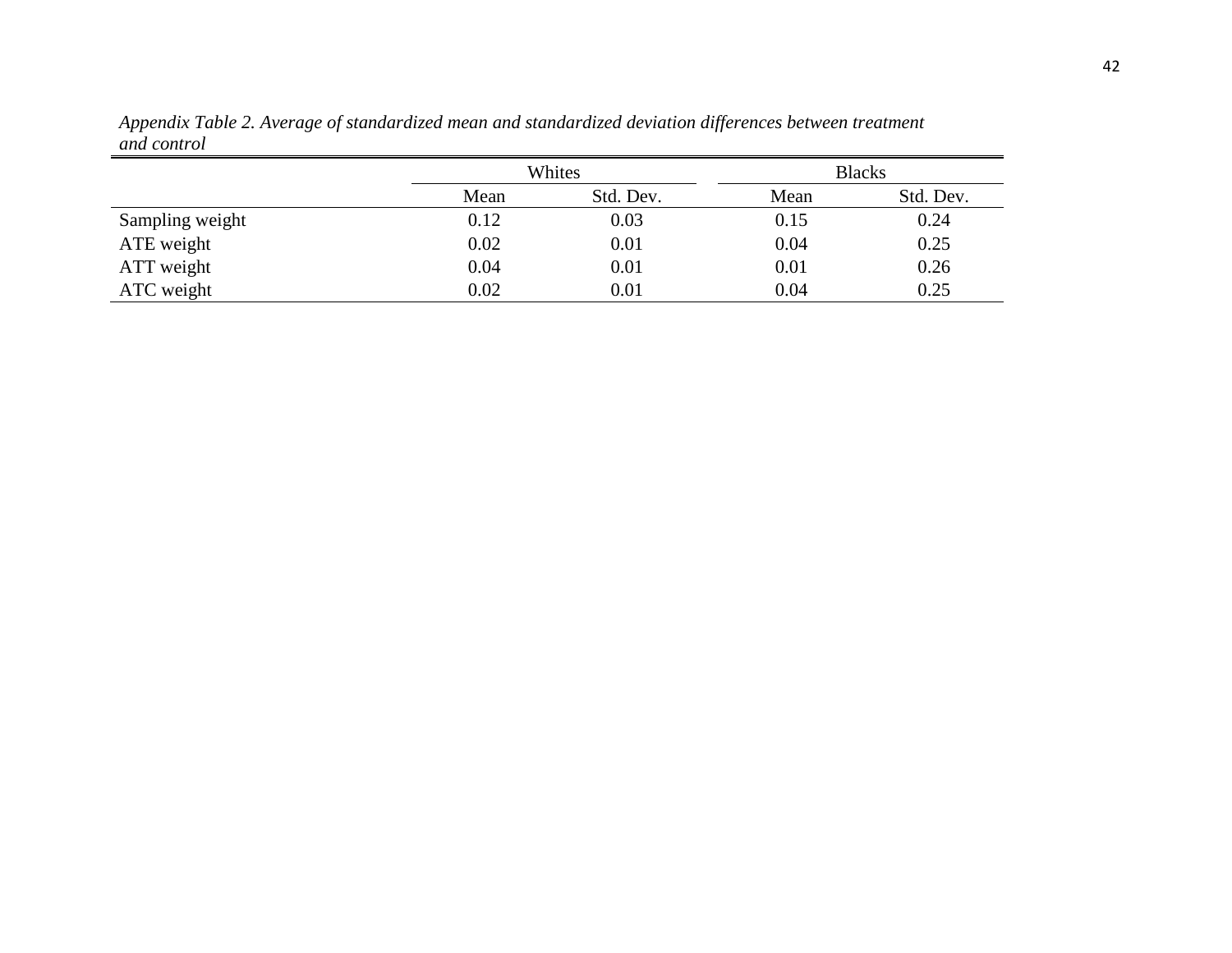*Appendix Table 2. Average of standardized mean and standardized deviation differences between treatment and control*

| | Whites | | Blacks | |
|---|---|---|---|---|
| | Mean | Std. Dev. | Mean | Std. Dev. |
| Sampling weight | 0.12 | 0.03 | 0.15 | 0.24 |
| ATE weight | 0.02 | 0.01 | 0.04 | 0.25 |
| ATT weight | 0.04 | 0.01 | 0.01 | 0.26 |
| ATC weight | 0.02 | 0.01 | 0.04 | 0.25 |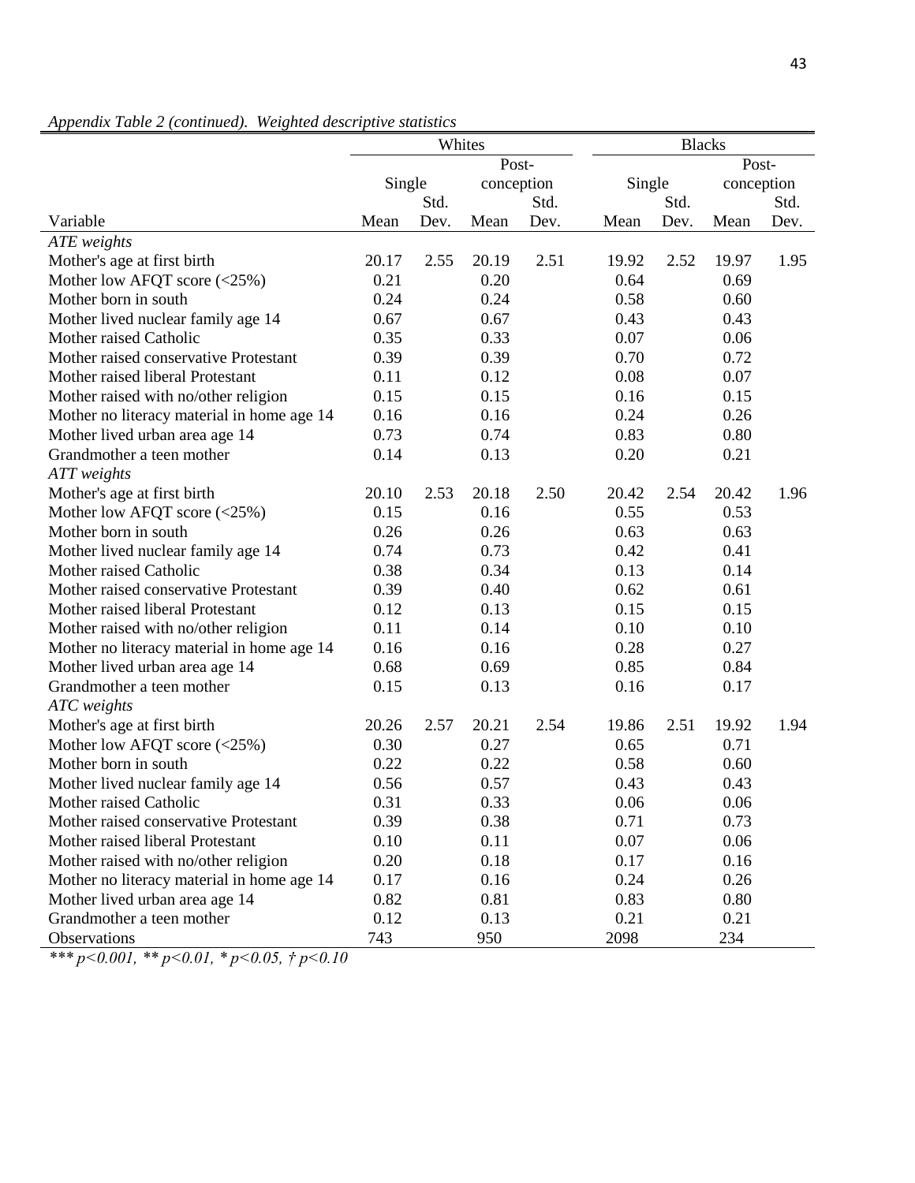*Appendix Table 2 (continued). Weighted descriptive statistics*

| | Whites | | | | Blacks | | | |
|---|---|---|---|---|---|---|---|---|
| | Single | | Post-conception | | Single | | Post-conception | |
| Variable | Mean | Std. Dev. | Mean | Std. Dev. | Mean | Std. Dev. | Mean | Std. Dev. |
| *ATE weights* | | | | | | | | |
| Mother's age at first birth | 20.17 | 2.55 | 20.19 | 2.51 | 19.92 | 2.52 | 19.97 | 1.95 |
| Mother low AFQT score (<25%) | 0.21 | | 0.20 | | 0.64 | | 0.69 | |
| Mother born in south | 0.24 | | 0.24 | | 0.58 | | 0.60 | |
| Mother lived nuclear family age 14 | 0.67 | | 0.67 | | 0.43 | | 0.43 | |
| Mother raised Catholic | 0.35 | | 0.33 | | 0.07 | | 0.06 | |
| Mother raised conservative Protestant | 0.39 | | 0.39 | | 0.70 | | 0.72 | |
| Mother raised liberal Protestant | 0.11 | | 0.12 | | 0.08 | | 0.07 | |
| Mother raised with no/other religion | 0.15 | | 0.15 | | 0.16 | | 0.15 | |
| Mother no literacy material in home age 14 | 0.16 | | 0.16 | | 0.24 | | 0.26 | |
| Mother lived urban area age 14 | 0.73 | | 0.74 | | 0.83 | | 0.80 | |
| Grandmother a teen mother | 0.14 | | 0.13 | | 0.20 | | 0.21 | |
| *ATT weights* | | | | | | | | |
| Mother's age at first birth | 20.10 | 2.53 | 20.18 | 2.50 | 20.42 | 2.54 | 20.42 | 1.96 |
| Mother low AFQT score (<25%) | 0.15 | | 0.16 | | 0.55 | | 0.53 | |
| Mother born in south | 0.26 | | 0.26 | | 0.63 | | 0.63 | |
| Mother lived nuclear family age 14 | 0.74 | | 0.73 | | 0.42 | | 0.41 | |
| Mother raised Catholic | 0.38 | | 0.34 | | 0.13 | | 0.14 | |
| Mother raised conservative Protestant | 0.39 | | 0.40 | | 0.62 | | 0.61 | |
| Mother raised liberal Protestant | 0.12 | | 0.13 | | 0.15 | | 0.15 | |
| Mother raised with no/other religion | 0.11 | | 0.14 | | 0.10 | | 0.10 | |
| Mother no literacy material in home age 14 | 0.16 | | 0.16 | | 0.28 | | 0.27 | |
| Mother lived urban area age 14 | 0.68 | | 0.69 | | 0.85 | | 0.84 | |
| Grandmother a teen mother | 0.15 | | 0.13 | | 0.16 | | 0.17 | |
| *ATC weights* | | | | | | | | |
| Mother's age at first birth | 20.26 | 2.57 | 20.21 | 2.54 | 19.86 | 2.51 | 19.92 | 1.94 |
| Mother low AFQT score (<25%) | 0.30 | | 0.27 | | 0.65 | | 0.71 | |
| Mother born in south | 0.22 | | 0.22 | | 0.58 | | 0.60 | |
| Mother lived nuclear family age 14 | 0.56 | | 0.57 | | 0.43 | | 0.43 | |
| Mother raised Catholic | 0.31 | | 0.33 | | 0.06 | | 0.06 | |
| Mother raised conservative Protestant | 0.39 | | 0.38 | | 0.71 | | 0.73 | |
| Mother raised liberal Protestant | 0.10 | | 0.11 | | 0.07 | | 0.06 | |
| Mother raised with no/other religion | 0.20 | | 0.18 | | 0.17 | | 0.16 | |
| Mother no literacy material in home age 14 | 0.17 | | 0.16 | | 0.24 | | 0.26 | |
| Mother lived urban area age 14 | 0.82 | | 0.81 | | 0.83 | | 0.80 | |
| Grandmother a teen mother | 0.12 | | 0.13 | | 0.21 | | 0.21 | |
| Observations | 743 | | 950 | | 2098 | | 234 | |

*** $p<0.001$, ** $p<0.01$, * $p<0.05$, † $p<0.10$